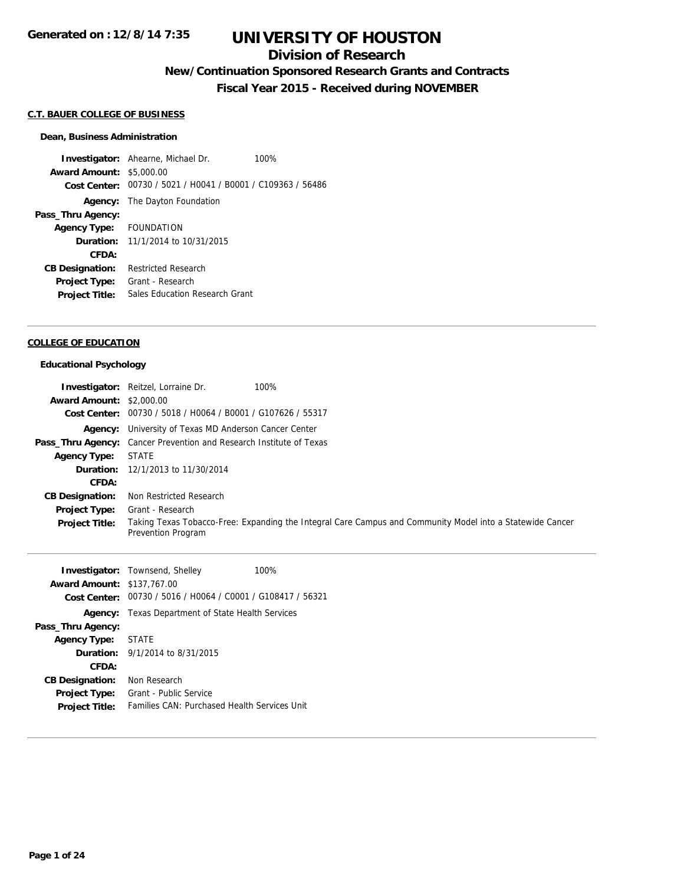**Generated on : 12/8/14 7:35**

# UNIVERSITY OF HOUSTON

## Division of Research

### New/Continuation Sponsored Research Grants and Contracts

### Fiscal Year 2015 - Received during NOVEMBER

#### C.T. BAUER COLLEGE OF BUSINESS

**Dean, Business Administration**

| | | |
|---|---|---|
| **Investigator:** | Ahearne, Michael Dr. | 100% |
| **Award Amount:** | $5,000.00 | |
| **Cost Center:** | 00730 / 5021 / H0041 / B0001 / C109363 / 56486 | |
| **Agency:** | The Dayton Foundation | |
| **Pass_Thru Agency:** | | |
| **Agency Type:** | FOUNDATION | |
| **Duration:** | 11/1/2014 to 10/31/2015 | |
| **CFDA:** | | |
| **CB Designation:** | Restricted Research | |
| **Project Type:** | Grant - Research | |
| **Project Title:** | Sales Education Research Grant | |

---

#### COLLEGE OF EDUCATION

**Educational Psychology**

| | | |
|---|---|---|
| **Investigator:** | Reitzel, Lorraine Dr. | 100% |
| **Award Amount:** | $2,000.00 | |
| **Cost Center:** | 00730 / 5018 / H0064 / B0001 / G107626 / 55317 | |
| **Agency:** | University of Texas MD Anderson Cancer Center | |
| **Pass_Thru Agency:** | Cancer Prevention and Research Institute of Texas | |
| **Agency Type:** | STATE | |
| **Duration:** | 12/1/2013 to 11/30/2014 | |
| **CFDA:** | | |
| **CB Designation:** | Non Restricted Research | |
| **Project Type:** | Grant - Research | |
| **Project Title:** | Taking Texas Tobacco-Free: Expanding the Integral Care Campus and Community Model into a Statewide Cancer Prevention Program | |

---

| | | |
|---|---|---|
| **Investigator:** | Townsend, Shelley | 100% |
| **Award Amount:** | $137,767.00 | |
| **Cost Center:** | 00730 / 5016 / H0064 / C0001 / G108417 / 56321 | |
| **Agency:** | Texas Department of State Health Services | |
| **Pass_Thru Agency:** | | |
| **Agency Type:** | STATE | |
| **Duration:** | 9/1/2014 to 8/31/2015 | |
| **CFDA:** | | |
| **CB Designation:** | Non Research | |
| **Project Type:** | Grant - Public Service | |
| **Project Title:** | Families CAN: Purchased Health Services Unit | |

---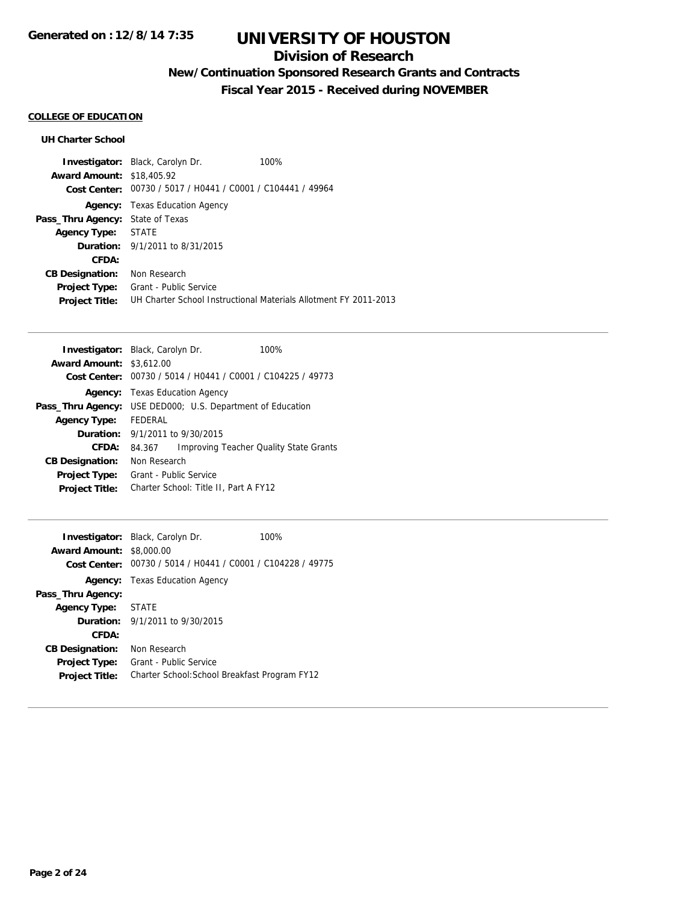# UNIVERSITY OF HOUSTON

## Division of Research

### New/Continuation Sponsored Research Grants and Contracts

### Fiscal Year 2015 - Received during NOVEMBER

**Generated on : 12/8/14 7:35**

**COLLEGE OF EDUCATION**

**UH Charter School**

**Investigator:** Black, Carolyn Dr. 100%
**Award Amount:** $18,405.92
**Cost Center:** 00730 / 5017 / H0441 / C0001 / C104441 / 49964
**Agency:** Texas Education Agency
**Pass_Thru Agency:** State of Texas
**Agency Type:** STATE
**Duration:** 9/1/2011 to 8/31/2015
**CFDA:**
**CB Designation:** Non Research
**Project Type:** Grant - Public Service
**Project Title:** UH Charter School Instructional Materials Allotment FY 2011-2013

---

**Investigator:** Black, Carolyn Dr. 100%
**Award Amount:** $3,612.00
**Cost Center:** 00730 / 5014 / H0441 / C0001 / C104225 / 49773
**Agency:** Texas Education Agency
**Pass_Thru Agency:** USE DED000; U.S. Department of Education
**Agency Type:** FEDERAL
**Duration:** 9/1/2011 to 9/30/2015
**CFDA:** 84.367 Improving Teacher Quality State Grants
**CB Designation:** Non Research
**Project Type:** Grant - Public Service
**Project Title:** Charter School: Title II, Part A FY12

---

**Investigator:** Black, Carolyn Dr. 100%
**Award Amount:** $8,000.00
**Cost Center:** 00730 / 5014 / H0441 / C0001 / C104228 / 49775
**Agency:** Texas Education Agency
**Pass_Thru Agency:**
**Agency Type:** STATE
**Duration:** 9/1/2011 to 9/30/2015
**CFDA:**
**CB Designation:** Non Research
**Project Type:** Grant - Public Service
**Project Title:** Charter School:School Breakfast Program FY12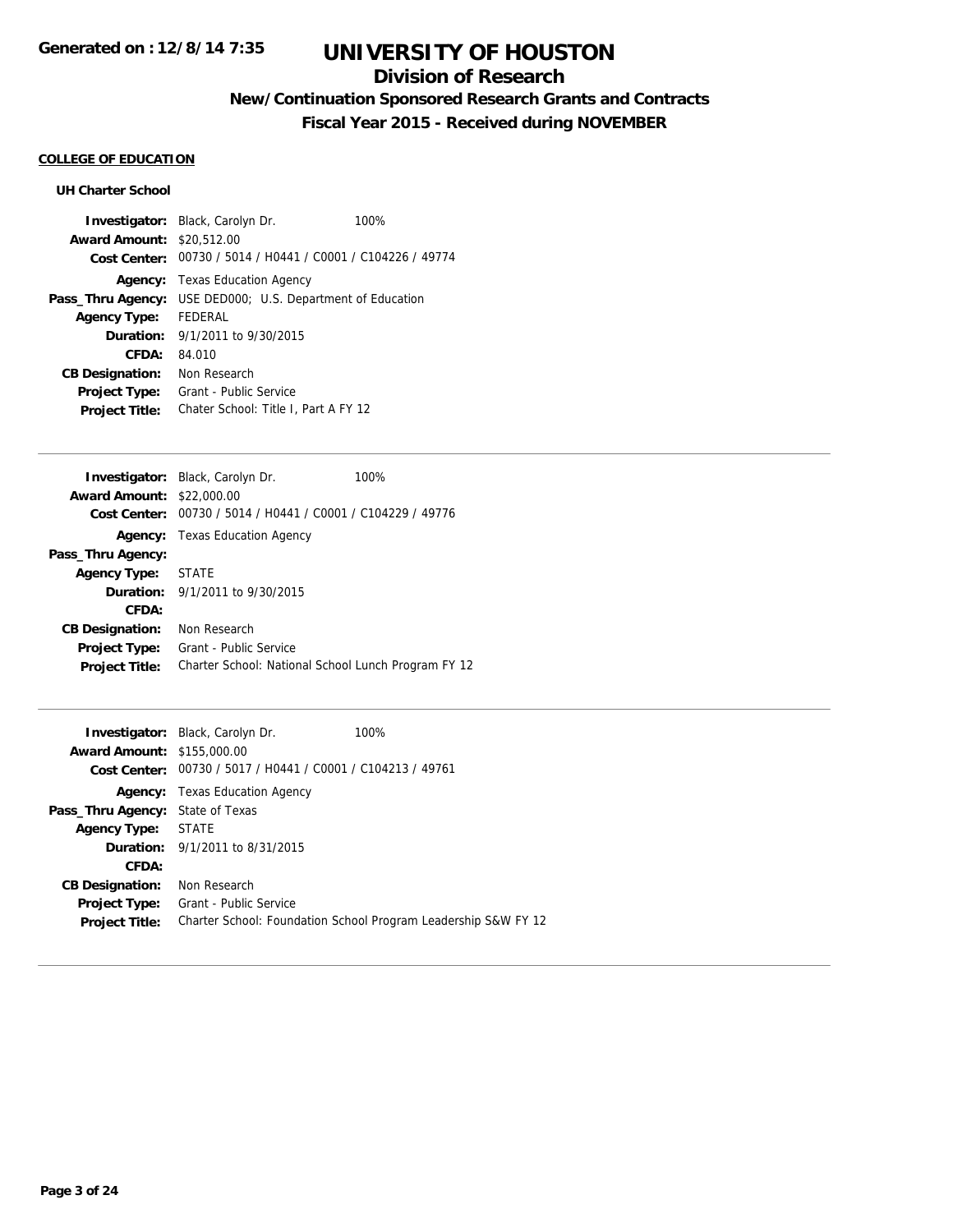# UNIVERSITY OF HOUSTON

## Division of Research

### New/Continuation Sponsored Research Grants and Contracts

### Fiscal Year 2015 - Received during NOVEMBER

**Generated on : 12/8/14 7:35**

**COLLEGE OF EDUCATION**

**UH Charter School**

**Investigator:** Black, Carolyn Dr. 100%
**Award Amount:** $20,512.00
**Cost Center:** 00730 / 5014 / H0441 / C0001 / C104226 / 49774
**Agency:** Texas Education Agency
**Pass_Thru Agency:** USE DED000; U.S. Department of Education
**Agency Type:** FEDERAL
**Duration:** 9/1/2011 to 9/30/2015
**CFDA:** 84.010
**CB Designation:** Non Research
**Project Type:** Grant - Public Service
**Project Title:** Chater School: Title I, Part A FY 12

---

**Investigator:** Black, Carolyn Dr. 100%
**Award Amount:** $22,000.00
**Cost Center:** 00730 / 5014 / H0441 / C0001 / C104229 / 49776
**Agency:** Texas Education Agency
**Pass_Thru Agency:**
**Agency Type:** STATE
**Duration:** 9/1/2011 to 9/30/2015
**CFDA:**
**CB Designation:** Non Research
**Project Type:** Grant - Public Service
**Project Title:** Charter School: National School Lunch Program FY 12

---

**Investigator:** Black, Carolyn Dr. 100%
**Award Amount:** $155,000.00
**Cost Center:** 00730 / 5017 / H0441 / C0001 / C104213 / 49761
**Agency:** Texas Education Agency
**Pass_Thru Agency:** State of Texas
**Agency Type:** STATE
**Duration:** 9/1/2011 to 8/31/2015
**CFDA:**
**CB Designation:** Non Research
**Project Type:** Grant - Public Service
**Project Title:** Charter School: Foundation School Program Leadership S&W FY 12

---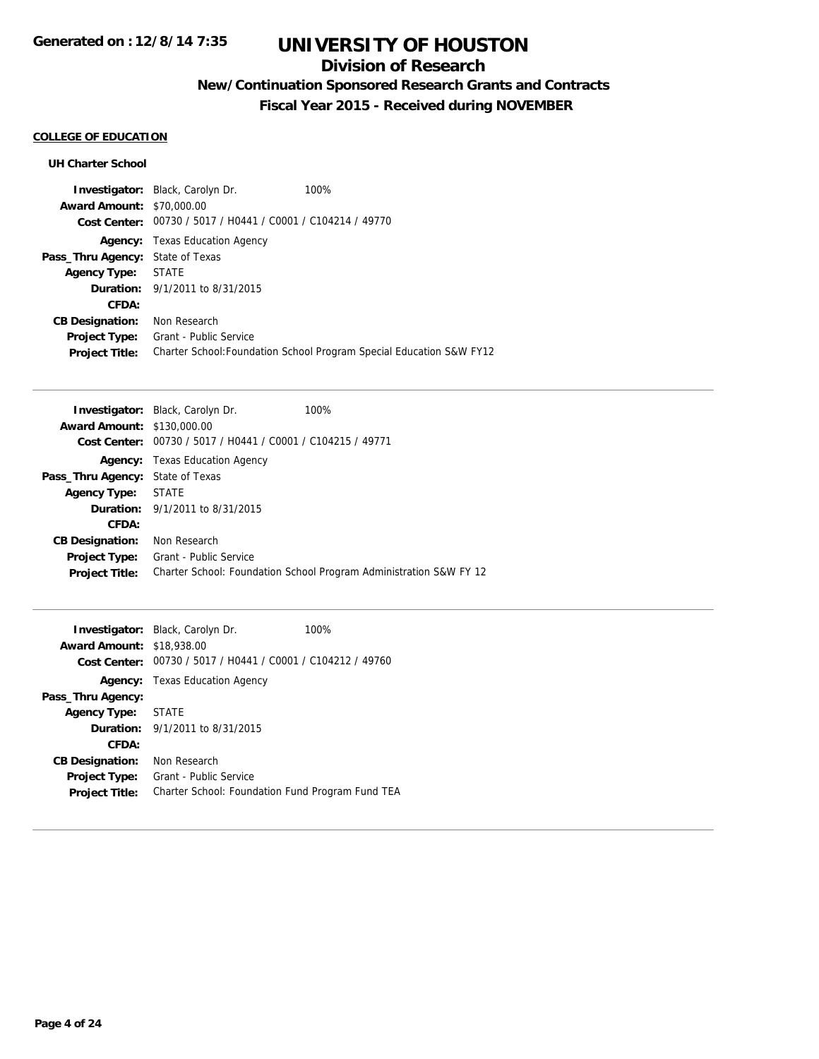# UNIVERSITY OF HOUSTON

## Division of Research

### New/Continuation Sponsored Research Grants and Contracts

### Fiscal Year 2015 - Received during NOVEMBER

**COLLEGE OF EDUCATION**

**UH Charter School**

**Investigator:** Black, Carolyn Dr. 100%
**Award Amount:** $70,000.00
**Cost Center:** 00730 / 5017 / H0441 / C0001 / C104214 / 49770
**Agency:** Texas Education Agency
**Pass_Thru Agency:** State of Texas
**Agency Type:** STATE
**Duration:** 9/1/2011 to 8/31/2015
**CFDA:**
**CB Designation:** Non Research
**Project Type:** Grant - Public Service
**Project Title:** Charter School:Foundation School Program Special Education S&W FY12

---

**Investigator:** Black, Carolyn Dr. 100%
**Award Amount:** $130,000.00
**Cost Center:** 00730 / 5017 / H0441 / C0001 / C104215 / 49771
**Agency:** Texas Education Agency
**Pass_Thru Agency:** State of Texas
**Agency Type:** STATE
**Duration:** 9/1/2011 to 8/31/2015
**CFDA:**
**CB Designation:** Non Research
**Project Type:** Grant - Public Service
**Project Title:** Charter School: Foundation School Program Administration S&W FY 12

---

**Investigator:** Black, Carolyn Dr. 100%
**Award Amount:** $18,938.00
**Cost Center:** 00730 / 5017 / H0441 / C0001 / C104212 / 49760
**Agency:** Texas Education Agency
**Pass_Thru Agency:**
**Agency Type:** STATE
**Duration:** 9/1/2011 to 8/31/2015
**CFDA:**
**CB Designation:** Non Research
**Project Type:** Grant - Public Service
**Project Title:** Charter School: Foundation Fund Program Fund TEA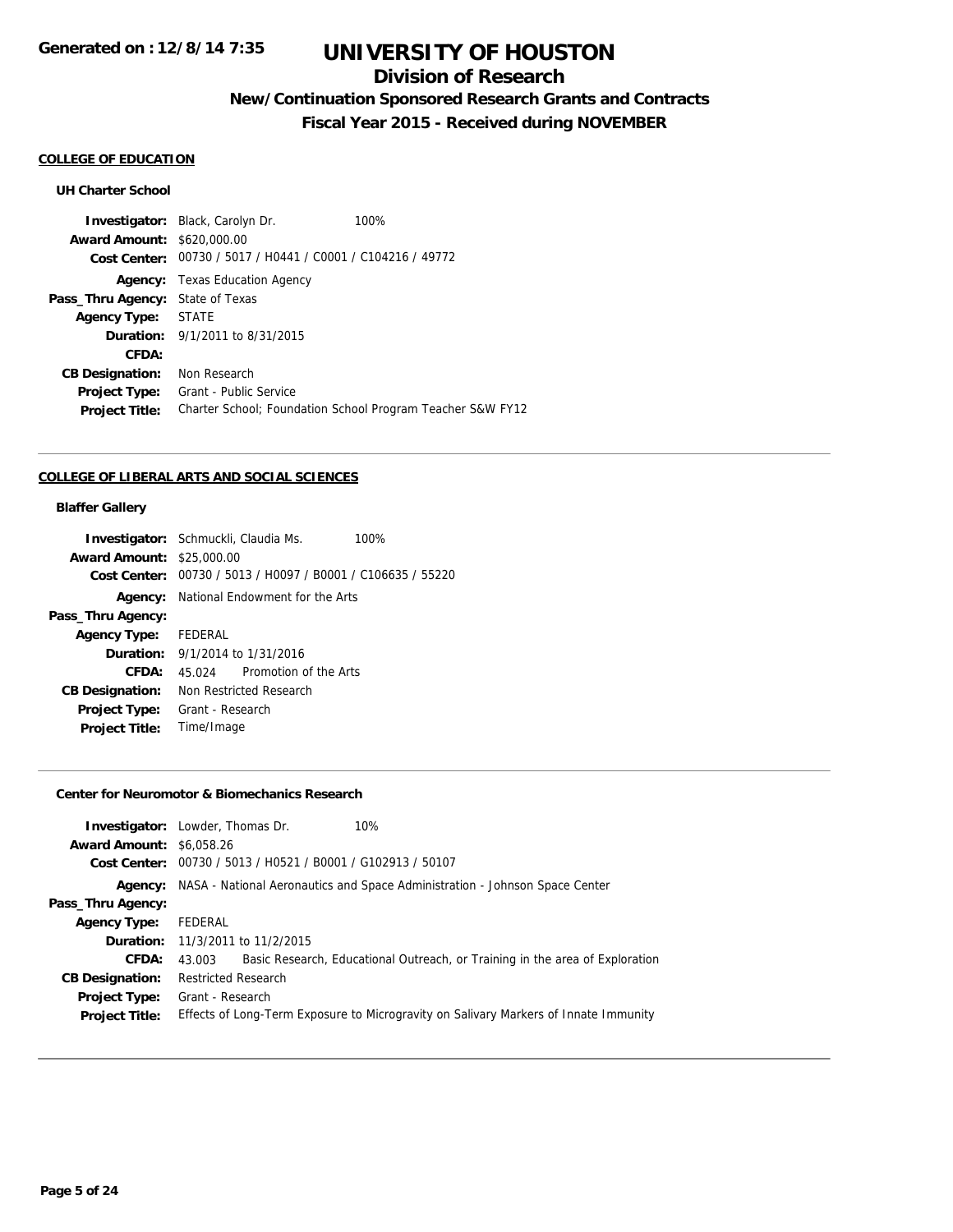# UNIVERSITY OF HOUSTON

## Division of Research

### New/Continuation Sponsored Research Grants and Contracts

### Fiscal Year 2015 - Received during NOVEMBER

Generated on : 12/8/14 7:35

**COLLEGE OF EDUCATION**

**UH Charter School**

| | | |
|---|---|---|
| **Investigator:** | Black, Carolyn Dr. | 100% |
| **Award Amount:** | $620,000.00 | |
| **Cost Center:** | 00730 / 5017 / H0441 / C0001 / C104216 / 49772 | |
| **Agency:** | Texas Education Agency | |
| **Pass_Thru Agency:** | State of Texas | |
| **Agency Type:** | STATE | |
| **Duration:** | 9/1/2011 to 8/31/2015 | |
| **CFDA:** | | |
| **CB Designation:** | Non Research | |
| **Project Type:** | Grant - Public Service | |
| **Project Title:** | Charter School; Foundation School Program Teacher S&W FY12 | |

**COLLEGE OF LIBERAL ARTS AND SOCIAL SCIENCES**

**Blaffer Gallery**

| | | |
|---|---|---|
| **Investigator:** | Schmuckli, Claudia Ms. | 100% |
| **Award Amount:** | $25,000.00 | |
| **Cost Center:** | 00730 / 5013 / H0097 / B0001 / C106635 / 55220 | |
| **Agency:** | National Endowment for the Arts | |
| **Pass_Thru Agency:** | | |
| **Agency Type:** | FEDERAL | |
| **Duration:** | 9/1/2014 to 1/31/2016 | |
| **CFDA:** | 45.024 Promotion of the Arts | |
| **CB Designation:** | Non Restricted Research | |
| **Project Type:** | Grant - Research | |
| **Project Title:** | Time/Image | |

**Center for Neuromotor & Biomechanics Research**

| | | |
|---|---|---|
| **Investigator:** | Lowder, Thomas Dr. | 10% |
| **Award Amount:** | $6,058.26 | |
| **Cost Center:** | 00730 / 5013 / H0521 / B0001 / G102913 / 50107 | |
| **Agency:** | NASA - National Aeronautics and Space Administration - Johnson Space Center | |
| **Pass_Thru Agency:** | | |
| **Agency Type:** | FEDERAL | |
| **Duration:** | 11/3/2011 to 11/2/2015 | |
| **CFDA:** | 43.003 Basic Research, Educational Outreach, or Training in the area of Exploration | |
| **CB Designation:** | Restricted Research | |
| **Project Type:** | Grant - Research | |
| **Project Title:** | Effects of Long-Term Exposure to Microgravity on Salivary Markers of Innate Immunity | |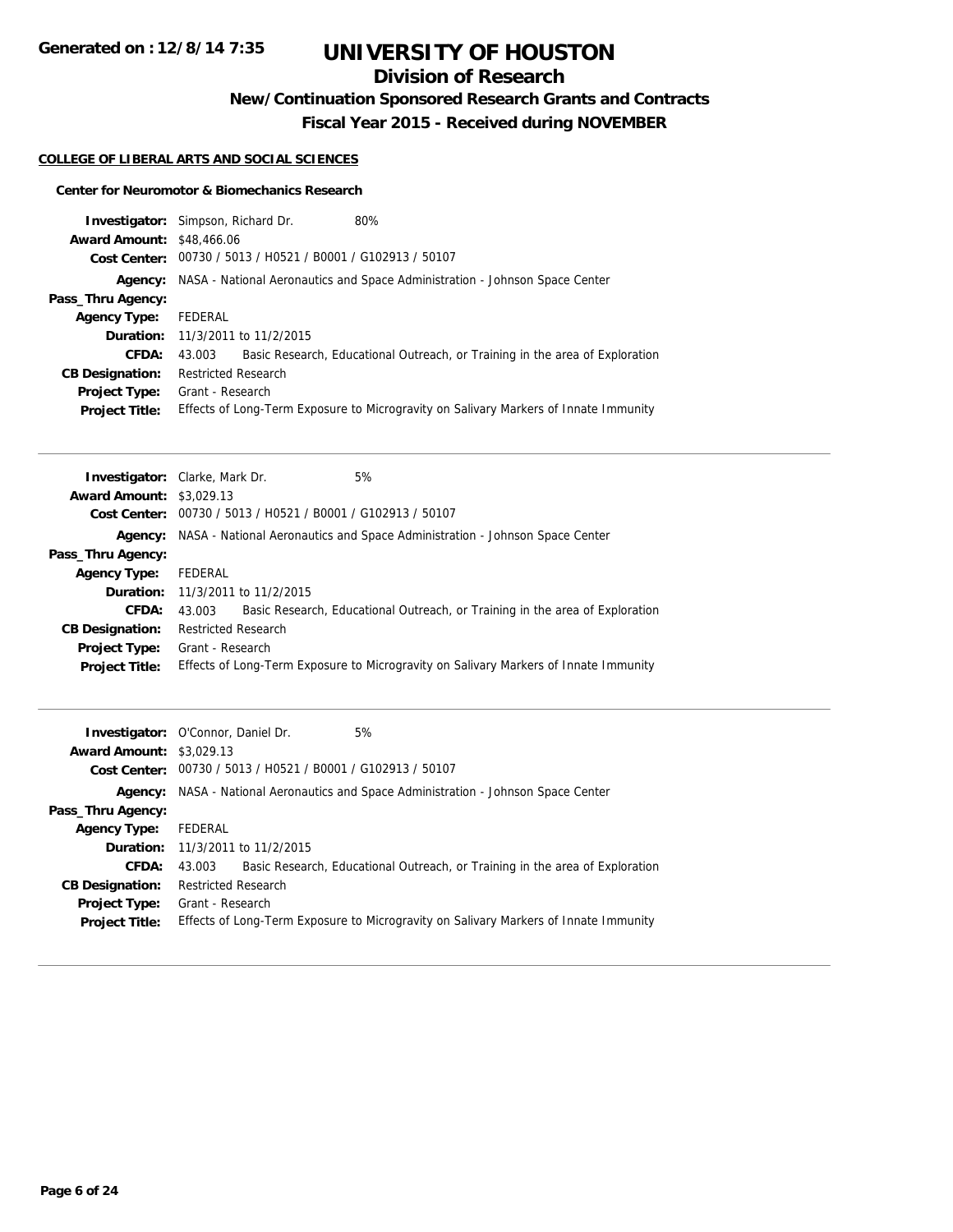## COLLEGE OF LIBERAL ARTS AND SOCIAL SCIENCES

### Center for Neuromotor & Biomechanics Research

| | | |
|---|---|---|
| **Investigator:** | Simpson, Richard Dr. | 80% |
| **Award Amount:** | $48,466.06 | |
| **Cost Center:** | 00730 / 5013 / H0521 / B0001 / G102913 / 50107 | |
| **Agency:** | NASA - National Aeronautics and Space Administration - Johnson Space Center | |
| **Pass_Thru Agency:** | | |
| **Agency Type:** | FEDERAL | |
| **Duration:** | 11/3/2011 to 11/2/2015 | |
| **CFDA:** | 43.003 Basic Research, Educational Outreach, or Training in the area of Exploration | |
| **CB Designation:** | Restricted Research | |
| **Project Type:** | Grant - Research | |
| **Project Title:** | Effects of Long-Term Exposure to Microgravity on Salivary Markers of Innate Immunity | |

---

| | | |
|---|---|---|
| **Investigator:** | Clarke, Mark Dr. | 5% |
| **Award Amount:** | $3,029.13 | |
| **Cost Center:** | 00730 / 5013 / H0521 / B0001 / G102913 / 50107 | |
| **Agency:** | NASA - National Aeronautics and Space Administration - Johnson Space Center | |
| **Pass_Thru Agency:** | | |
| **Agency Type:** | FEDERAL | |
| **Duration:** | 11/3/2011 to 11/2/2015 | |
| **CFDA:** | 43.003 Basic Research, Educational Outreach, or Training in the area of Exploration | |
| **CB Designation:** | Restricted Research | |
| **Project Type:** | Grant - Research | |
| **Project Title:** | Effects of Long-Term Exposure to Microgravity on Salivary Markers of Innate Immunity | |

---

| | | |
|---|---|---|
| **Investigator:** | O'Connor, Daniel Dr. | 5% |
| **Award Amount:** | $3,029.13 | |
| **Cost Center:** | 00730 / 5013 / H0521 / B0001 / G102913 / 50107 | |
| **Agency:** | NASA - National Aeronautics and Space Administration - Johnson Space Center | |
| **Pass_Thru Agency:** | | |
| **Agency Type:** | FEDERAL | |
| **Duration:** | 11/3/2011 to 11/2/2015 | |
| **CFDA:** | 43.003 Basic Research, Educational Outreach, or Training in the area of Exploration | |
| **CB Designation:** | Restricted Research | |
| **Project Type:** | Grant - Research | |
| **Project Title:** | Effects of Long-Term Exposure to Microgravity on Salivary Markers of Innate Immunity | |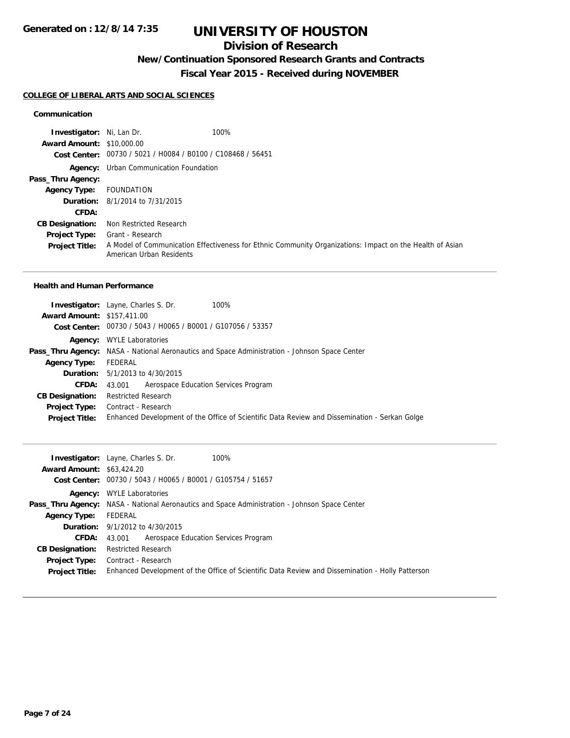**Generated on : 12/8/14 7:35**

# UNIVERSITY OF HOUSTON

## Division of Research

### New/Continuation Sponsored Research Grants and Contracts

### Fiscal Year 2015 - Received during NOVEMBER

**COLLEGE OF LIBERAL ARTS AND SOCIAL SCIENCES**

#### Communication

**Investigator:** Ni, Lan Dr. 100%
**Award Amount:** $10,000.00
**Cost Center:** 00730 / 5021 / H0084 / B0100 / C108468 / 56451
**Agency:** Urban Communication Foundation
**Pass_Thru Agency:**
**Agency Type:** FOUNDATION
**Duration:** 8/1/2014 to 7/31/2015
**CFDA:**
**CB Designation:** Non Restricted Research
**Project Type:** Grant - Research
**Project Title:** A Model of Communication Effectiveness for Ethnic Community Organizations: Impact on the Health of Asian American Urban Residents

---

#### Health and Human Performance

**Investigator:** Layne, Charles S. Dr. 100%
**Award Amount:** $157,411.00
**Cost Center:** 00730 / 5043 / H0065 / B0001 / G107056 / 53357
**Agency:** WYLE Laboratories
**Pass_Thru Agency:** NASA - National Aeronautics and Space Administration - Johnson Space Center
**Agency Type:** FEDERAL
**Duration:** 5/1/2013 to 4/30/2015
**CFDA:** 43.001 Aerospace Education Services Program
**CB Designation:** Restricted Research
**Project Type:** Contract - Research
**Project Title:** Enhanced Development of the Office of Scientific Data Review and Dissemination - Serkan Golge

---

**Investigator:** Layne, Charles S. Dr. 100%
**Award Amount:** $63,424.20
**Cost Center:** 00730 / 5043 / H0065 / B0001 / G105754 / 51657
**Agency:** WYLE Laboratories
**Pass_Thru Agency:** NASA - National Aeronautics and Space Administration - Johnson Space Center
**Agency Type:** FEDERAL
**Duration:** 9/1/2012 to 4/30/2015
**CFDA:** 43.001 Aerospace Education Services Program
**CB Designation:** Restricted Research
**Project Type:** Contract - Research
**Project Title:** Enhanced Development of the Office of Scientific Data Review and Dissemination - Holly Patterson

---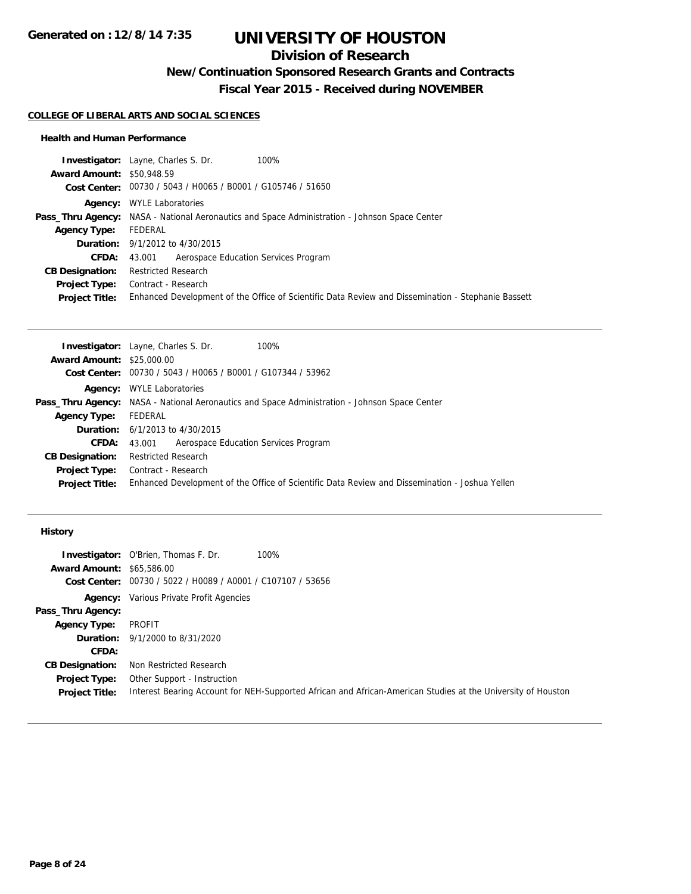# UNIVERSITY OF HOUSTON

## Division of Research

### New/Continuation Sponsored Research Grants and Contracts

### Fiscal Year 2015 - Received during NOVEMBER

**Generated on : 12/8/14 7:35**

#### COLLEGE OF LIBERAL ARTS AND SOCIAL SCIENCES

##### Health and Human Performance

**Investigator:** Layne, Charles S. Dr. 100%
**Award Amount:** $50,948.59
**Cost Center:** 00730 / 5043 / H0065 / B0001 / G105746 / 51650
**Agency:** WYLE Laboratories
**Pass_Thru Agency:** NASA - National Aeronautics and Space Administration - Johnson Space Center
**Agency Type:** FEDERAL
**Duration:** 9/1/2012 to 4/30/2015
**CFDA:** 43.001 Aerospace Education Services Program
**CB Designation:** Restricted Research
**Project Type:** Contract - Research
**Project Title:** Enhanced Development of the Office of Scientific Data Review and Dissemination - Stephanie Bassett

---

**Investigator:** Layne, Charles S. Dr. 100%
**Award Amount:** $25,000.00
**Cost Center:** 00730 / 5043 / H0065 / B0001 / G107344 / 53962
**Agency:** WYLE Laboratories
**Pass_Thru Agency:** NASA - National Aeronautics and Space Administration - Johnson Space Center
**Agency Type:** FEDERAL
**Duration:** 6/1/2013 to 4/30/2015
**CFDA:** 43.001 Aerospace Education Services Program
**CB Designation:** Restricted Research
**Project Type:** Contract - Research
**Project Title:** Enhanced Development of the Office of Scientific Data Review and Dissemination - Joshua Yellen

---

##### History

**Investigator:** O'Brien, Thomas F. Dr. 100%
**Award Amount:** $65,586.00
**Cost Center:** 00730 / 5022 / H0089 / A0001 / C107107 / 53656
**Agency:** Various Private Profit Agencies
**Pass_Thru Agency:**
**Agency Type:** PROFIT
**Duration:** 9/1/2000 to 8/31/2020
**CFDA:**
**CB Designation:** Non Restricted Research
**Project Type:** Other Support - Instruction
**Project Title:** Interest Bearing Account for NEH-Supported African and African-American Studies at the University of Houston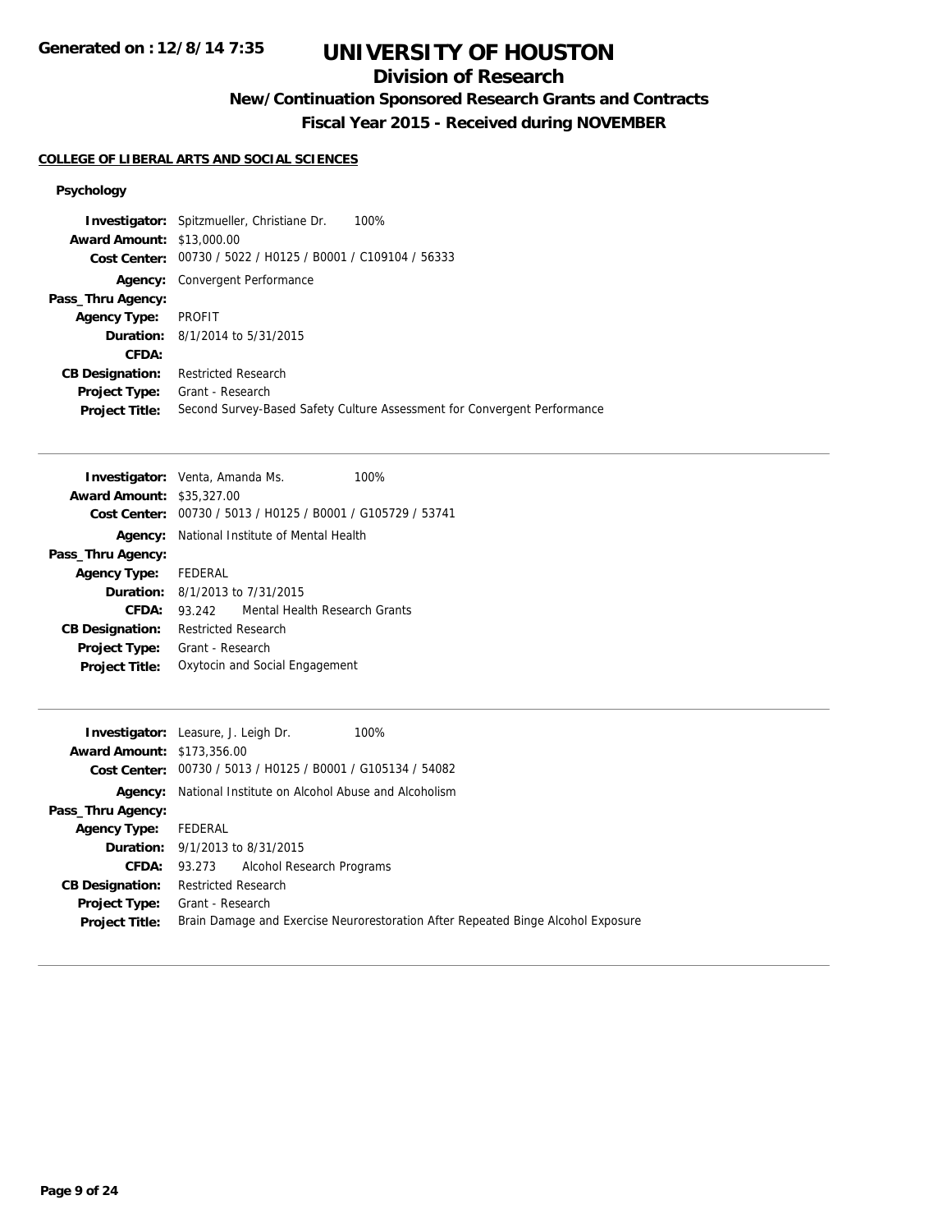# UNIVERSITY OF HOUSTON

## Division of Research

### New/Continuation Sponsored Research Grants and Contracts

### Fiscal Year 2015 - Received during NOVEMBER

Generated on : 12/8/14 7:35

**COLLEGE OF LIBERAL ARTS AND SOCIAL SCIENCES**

**Psychology**

**Investigator:** Spitzmueller, Christiane Dr. 100%
**Award Amount:** $13,000.00
**Cost Center:** 00730 / 5022 / H0125 / B0001 / C109104 / 56333
**Agency:** Convergent Performance
**Pass_Thru Agency:**
**Agency Type:** PROFIT
**Duration:** 8/1/2014 to 5/31/2015
**CFDA:**
**CB Designation:** Restricted Research
**Project Type:** Grant - Research
**Project Title:** Second Survey-Based Safety Culture Assessment for Convergent Performance

---

**Investigator:** Venta, Amanda Ms. 100%
**Award Amount:** $35,327.00
**Cost Center:** 00730 / 5013 / H0125 / B0001 / G105729 / 53741
**Agency:** National Institute of Mental Health
**Pass_Thru Agency:**
**Agency Type:** FEDERAL
**Duration:** 8/1/2013 to 7/31/2015
**CFDA:** 93.242 Mental Health Research Grants
**CB Designation:** Restricted Research
**Project Type:** Grant - Research
**Project Title:** Oxytocin and Social Engagement

---

**Investigator:** Leasure, J. Leigh Dr. 100%
**Award Amount:** $173,356.00
**Cost Center:** 00730 / 5013 / H0125 / B0001 / G105134 / 54082
**Agency:** National Institute on Alcohol Abuse and Alcoholism
**Pass_Thru Agency:**
**Agency Type:** FEDERAL
**Duration:** 9/1/2013 to 8/31/2015
**CFDA:** 93.273 Alcohol Research Programs
**CB Designation:** Restricted Research
**Project Type:** Grant - Research
**Project Title:** Brain Damage and Exercise Neurorestoration After Repeated Binge Alcohol Exposure

---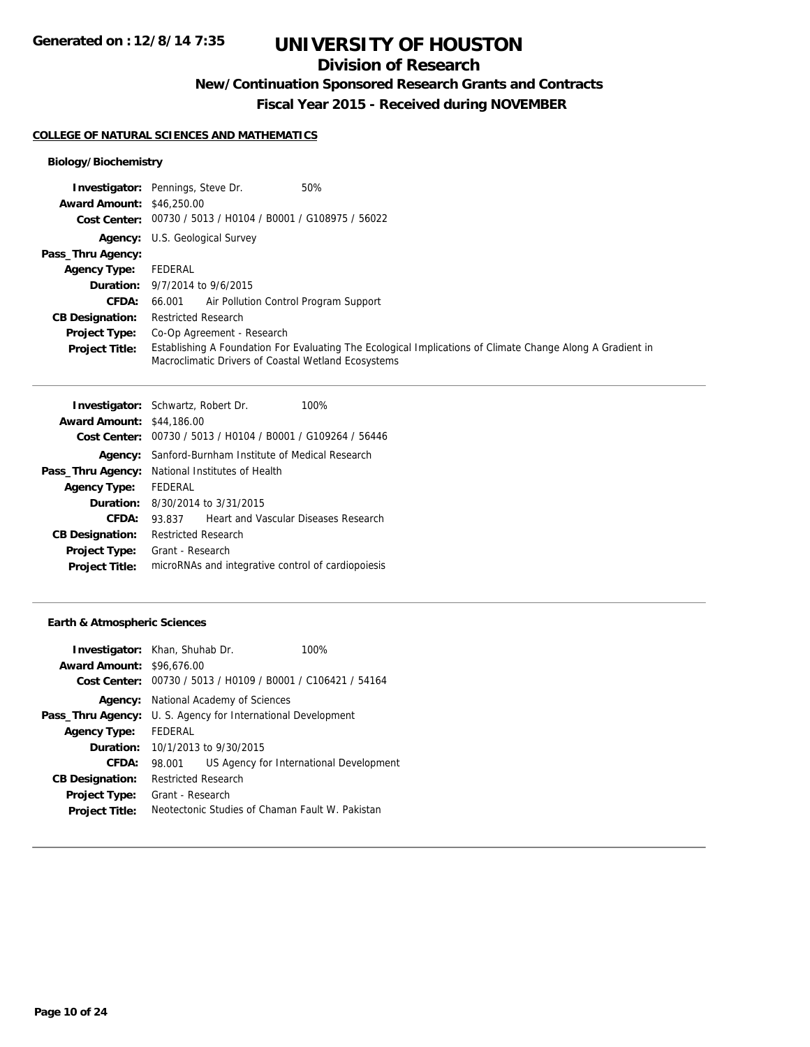**Generated on : 12/8/14 7:35**

# UNIVERSITY OF HOUSTON

## Division of Research

### New/Continuation Sponsored Research Grants and Contracts

### Fiscal Year 2015 - Received during NOVEMBER

**COLLEGE OF NATURAL SCIENCES AND MATHEMATICS**

#### Biology/Biochemistry

**Investigator:** Pennings, Steve Dr. 50%
**Award Amount:** $46,250.00
**Cost Center:** 00730 / 5013 / H0104 / B0001 / G108975 / 56022
**Agency:** U.S. Geological Survey
**Pass_Thru Agency:**
**Agency Type:** FEDERAL
**Duration:** 9/7/2014 to 9/6/2015
**CFDA:** 66.001 Air Pollution Control Program Support
**CB Designation:** Restricted Research
**Project Type:** Co-Op Agreement - Research
**Project Title:** Establishing A Foundation For Evaluating The Ecological Implications of Climate Change Along A Gradient in Macroclimatic Drivers of Coastal Wetland Ecosystems

---

**Investigator:** Schwartz, Robert Dr. 100%
**Award Amount:** $44,186.00
**Cost Center:** 00730 / 5013 / H0104 / B0001 / G109264 / 56446
**Agency:** Sanford-Burnham Institute of Medical Research
**Pass_Thru Agency:** National Institutes of Health
**Agency Type:** FEDERAL
**Duration:** 8/30/2014 to 3/31/2015
**CFDA:** 93.837 Heart and Vascular Diseases Research
**CB Designation:** Restricted Research
**Project Type:** Grant - Research
**Project Title:** microRNAs and integrative control of cardiopoiesis

---

#### Earth & Atmospheric Sciences

**Investigator:** Khan, Shuhab Dr. 100%
**Award Amount:** $96,676.00
**Cost Center:** 00730 / 5013 / H0109 / B0001 / C106421 / 54164
**Agency:** National Academy of Sciences
**Pass_Thru Agency:** U. S. Agency for International Development
**Agency Type:** FEDERAL
**Duration:** 10/1/2013 to 9/30/2015
**CFDA:** 98.001 US Agency for International Development
**CB Designation:** Restricted Research
**Project Type:** Grant - Research
**Project Title:** Neotectonic Studies of Chaman Fault W. Pakistan

---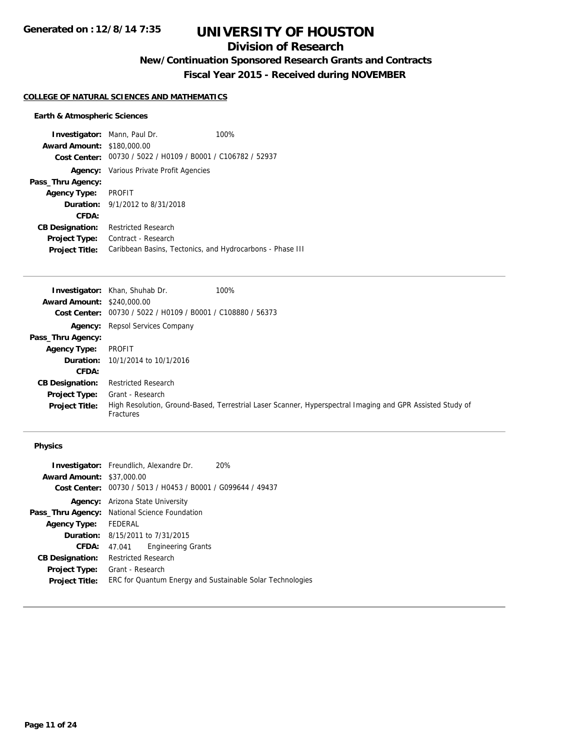# UNIVERSITY OF HOUSTON

## Division of Research

### New/Continuation Sponsored Research Grants and Contracts

### Fiscal Year 2015 - Received during NOVEMBER

**COLLEGE OF NATURAL SCIENCES AND MATHEMATICS**

**Earth & Atmospheric Sciences**

**Investigator:** Mann, Paul Dr. 100%
**Award Amount:** $180,000.00
**Cost Center:** 00730 / 5022 / H0109 / B0001 / C106782 / 52937
**Agency:** Various Private Profit Agencies
**Pass_Thru Agency:**
**Agency Type:** PROFIT
**Duration:** 9/1/2012 to 8/31/2018
**CFDA:**
**CB Designation:** Restricted Research
**Project Type:** Contract - Research
**Project Title:** Caribbean Basins, Tectonics, and Hydrocarbons - Phase III

---

**Investigator:** Khan, Shuhab Dr. 100%
**Award Amount:** $240,000.00
**Cost Center:** 00730 / 5022 / H0109 / B0001 / C108880 / 56373
**Agency:** Repsol Services Company
**Pass_Thru Agency:**
**Agency Type:** PROFIT
**Duration:** 10/1/2014 to 10/1/2016
**CFDA:**
**CB Designation:** Restricted Research
**Project Type:** Grant - Research
**Project Title:** High Resolution, Ground-Based, Terrestrial Laser Scanner, Hyperspectral Imaging and GPR Assisted Study of Fractures

---

**Physics**

**Investigator:** Freundlich, Alexandre Dr. 20%
**Award Amount:** $37,000.00
**Cost Center:** 00730 / 5013 / H0453 / B0001 / G099644 / 49437
**Agency:** Arizona State University
**Pass_Thru Agency:** National Science Foundation
**Agency Type:** FEDERAL
**Duration:** 8/15/2011 to 7/31/2015
**CFDA:** 47.041 Engineering Grants
**CB Designation:** Restricted Research
**Project Type:** Grant - Research
**Project Title:** ERC for Quantum Energy and Sustainable Solar Technologies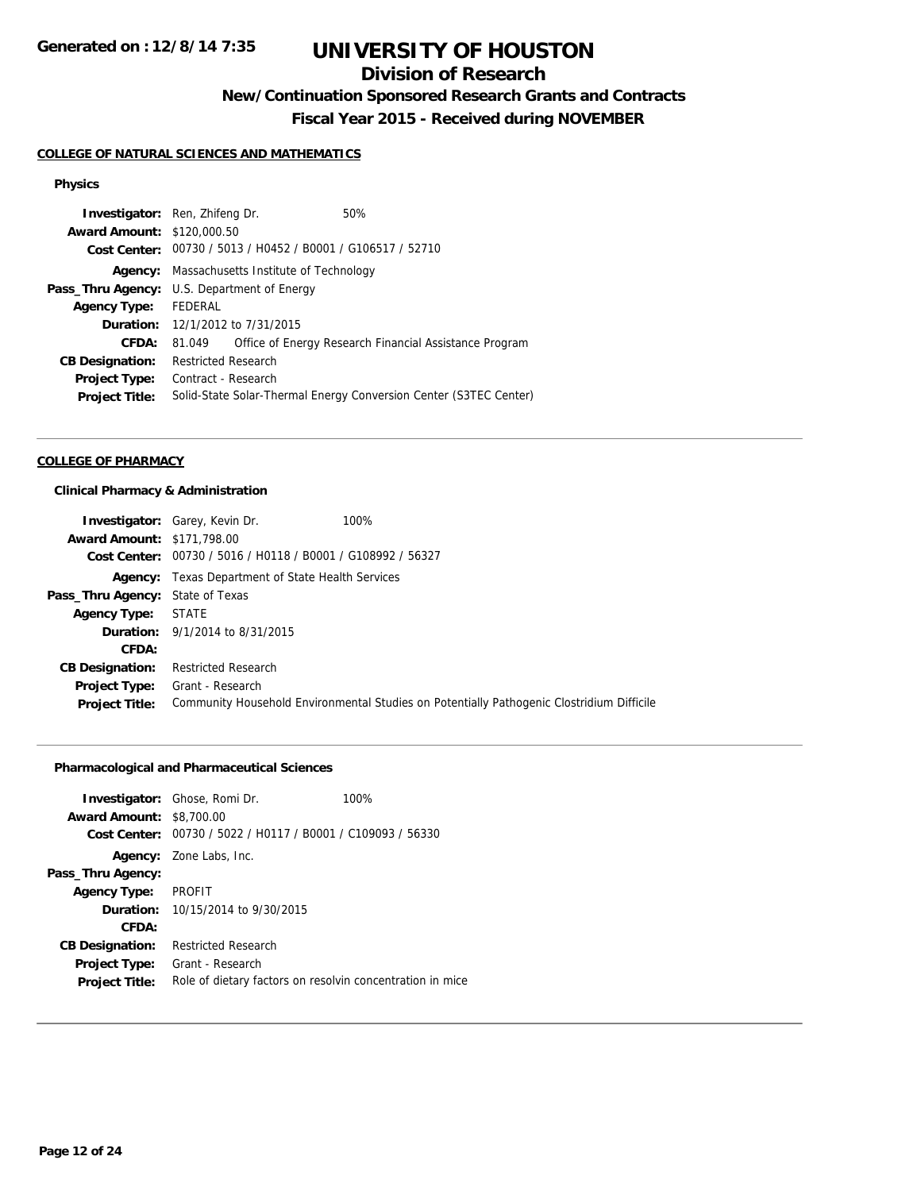# UNIVERSITY OF HOUSTON

## Division of Research

### New/Continuation Sponsored Research Grants and Contracts

### Fiscal Year 2015 - Received during NOVEMBER

Generated on : 12/8/14 7:35

**COLLEGE OF NATURAL SCIENCES AND MATHEMATICS**

**Physics**

| | | |
|---|---|---|
| **Investigator:** | Ren, Zhifeng Dr. | 50% |
| **Award Amount:** | $120,000.50 | |
| **Cost Center:** | 00730 / 5013 / H0452 / B0001 / G106517 / 52710 | |
| **Agency:** | Massachusetts Institute of Technology | |
| **Pass_Thru Agency:** | U.S. Department of Energy | |
| **Agency Type:** | FEDERAL | |
| **Duration:** | 12/1/2012 to 7/31/2015 | |
| **CFDA:** | 81.049 Office of Energy Research Financial Assistance Program | |
| **CB Designation:** | Restricted Research | |
| **Project Type:** | Contract - Research | |
| **Project Title:** | Solid-State Solar-Thermal Energy Conversion Center (S3TEC Center) | |

**COLLEGE OF PHARMACY**

**Clinical Pharmacy & Administration**

| | | |
|---|---|---|
| **Investigator:** | Garey, Kevin Dr. | 100% |
| **Award Amount:** | $171,798.00 | |
| **Cost Center:** | 00730 / 5016 / H0118 / B0001 / G108992 / 56327 | |
| **Agency:** | Texas Department of State Health Services | |
| **Pass_Thru Agency:** | State of Texas | |
| **Agency Type:** | STATE | |
| **Duration:** | 9/1/2014 to 8/31/2015 | |
| **CFDA:** | | |
| **CB Designation:** | Restricted Research | |
| **Project Type:** | Grant - Research | |
| **Project Title:** | Community Household Environmental Studies on Potentially Pathogenic Clostridium Difficile | |

**Pharmacological and Pharmaceutical Sciences**

| | | |
|---|---|---|
| **Investigator:** | Ghose, Romi Dr. | 100% |
| **Award Amount:** | $8,700.00 | |
| **Cost Center:** | 00730 / 5022 / H0117 / B0001 / C109093 / 56330 | |
| **Agency:** | Zone Labs, Inc. | |
| **Pass_Thru Agency:** | | |
| **Agency Type:** | PROFIT | |
| **Duration:** | 10/15/2014 to 9/30/2015 | |
| **CFDA:** | | |
| **CB Designation:** | Restricted Research | |
| **Project Type:** | Grant - Research | |
| **Project Title:** | Role of dietary factors on resolvin concentration in mice | |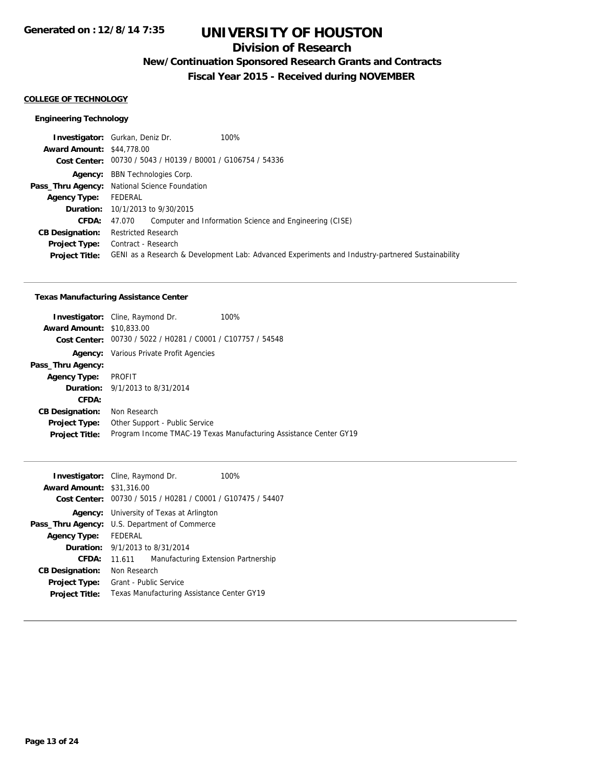# UNIVERSITY OF HOUSTON

## Division of Research

### New/Continuation Sponsored Research Grants and Contracts

### Fiscal Year 2015 - Received during NOVEMBER

**COLLEGE OF TECHNOLOGY**

**Engineering Technology**

**Investigator:** Gurkan, Deniz Dr. 100%
**Award Amount:** $44,778.00
**Cost Center:** 00730 / 5043 / H0139 / B0001 / G106754 / 54336
**Agency:** BBN Technologies Corp.
**Pass_Thru Agency:** National Science Foundation
**Agency Type:** FEDERAL
**Duration:** 10/1/2013 to 9/30/2015
**CFDA:** 47.070 Computer and Information Science and Engineering (CISE)
**CB Designation:** Restricted Research
**Project Type:** Contract - Research
**Project Title:** GENI as a Research & Development Lab: Advanced Experiments and Industry-partnered Sustainability

---

**Texas Manufacturing Assistance Center**

**Investigator:** Cline, Raymond Dr. 100%
**Award Amount:** $10,833.00
**Cost Center:** 00730 / 5022 / H0281 / C0001 / C107757 / 54548
**Agency:** Various Private Profit Agencies
**Pass_Thru Agency:**
**Agency Type:** PROFIT
**Duration:** 9/1/2013 to 8/31/2014
**CFDA:**
**CB Designation:** Non Research
**Project Type:** Other Support - Public Service
**Project Title:** Program Income TMAC-19 Texas Manufacturing Assistance Center GY19

---

**Investigator:** Cline, Raymond Dr. 100%
**Award Amount:** $31,316.00
**Cost Center:** 00730 / 5015 / H0281 / C0001 / G107475 / 54407
**Agency:** University of Texas at Arlington
**Pass_Thru Agency:** U.S. Department of Commerce
**Agency Type:** FEDERAL
**Duration:** 9/1/2013 to 8/31/2014
**CFDA:** 11.611 Manufacturing Extension Partnership
**CB Designation:** Non Research
**Project Type:** Grant - Public Service
**Project Title:** Texas Manufacturing Assistance Center GY19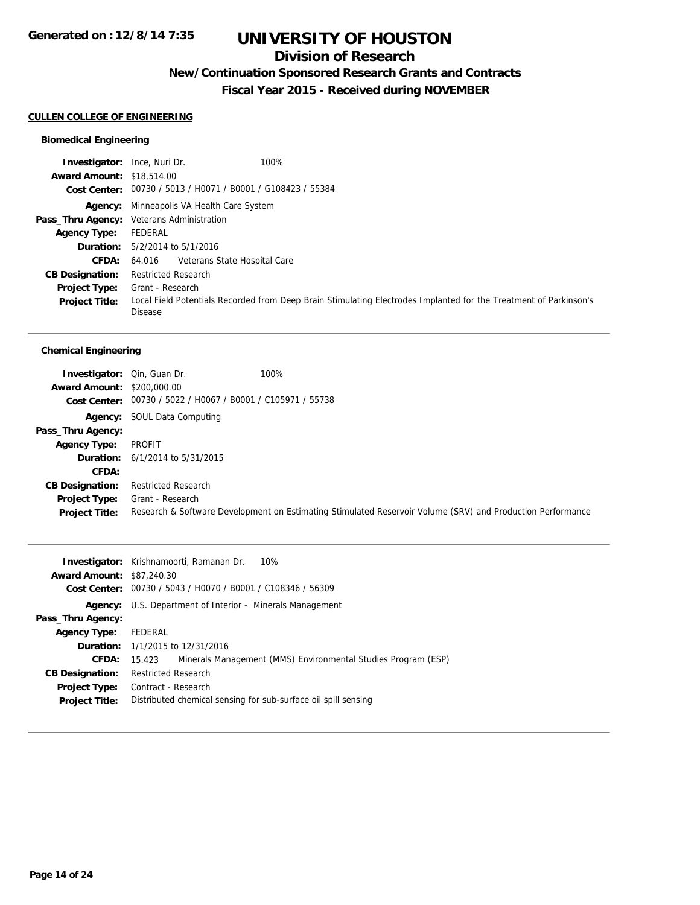# UNIVERSITY OF HOUSTON

## Division of Research

### New/Continuation Sponsored Research Grants and Contracts

### Fiscal Year 2015 - Received during NOVEMBER

Generated on : 12/8/14 7:35

**CULLEN COLLEGE OF ENGINEERING**

#### Biomedical Engineering

| | |
|---|---|
| **Investigator:** | Ince, Nuri Dr. 100% |
| **Award Amount:** | $18,514.00 |
| **Cost Center:** | 00730 / 5013 / H0071 / B0001 / G108423 / 55384 |
| **Agency:** | Minneapolis VA Health Care System |
| **Pass_Thru Agency:** | Veterans Administration |
| **Agency Type:** | FEDERAL |
| **Duration:** | 5/2/2014 to 5/1/2016 |
| **CFDA:** | 64.016 Veterans State Hospital Care |
| **CB Designation:** | Restricted Research |
| **Project Type:** | Grant - Research |
| **Project Title:** | Local Field Potentials Recorded from Deep Brain Stimulating Electrodes Implanted for the Treatment of Parkinson's Disease |

#### Chemical Engineering

| | |
|---|---|
| **Investigator:** | Qin, Guan Dr. 100% |
| **Award Amount:** | $200,000.00 |
| **Cost Center:** | 00730 / 5022 / H0067 / B0001 / C105971 / 55738 |
| **Agency:** | SOUL Data Computing |
| **Pass_Thru Agency:** | |
| **Agency Type:** | PROFIT |
| **Duration:** | 6/1/2014 to 5/31/2015 |
| **CFDA:** | |
| **CB Designation:** | Restricted Research |
| **Project Type:** | Grant - Research |
| **Project Title:** | Research & Software Development on Estimating Stimulated Reservoir Volume (SRV) and Production Performance |

| | |
|---|---|
| **Investigator:** | Krishnamoorti, Ramanan Dr. 10% |
| **Award Amount:** | $87,240.30 |
| **Cost Center:** | 00730 / 5043 / H0070 / B0001 / C108346 / 56309 |
| **Agency:** | U.S. Department of Interior - Minerals Management |
| **Pass_Thru Agency:** | |
| **Agency Type:** | FEDERAL |
| **Duration:** | 1/1/2015 to 12/31/2016 |
| **CFDA:** | 15.423 Minerals Management (MMS) Environmental Studies Program (ESP) |
| **CB Designation:** | Restricted Research |
| **Project Type:** | Contract - Research |
| **Project Title:** | Distributed chemical sensing for sub-surface oil spill sensing |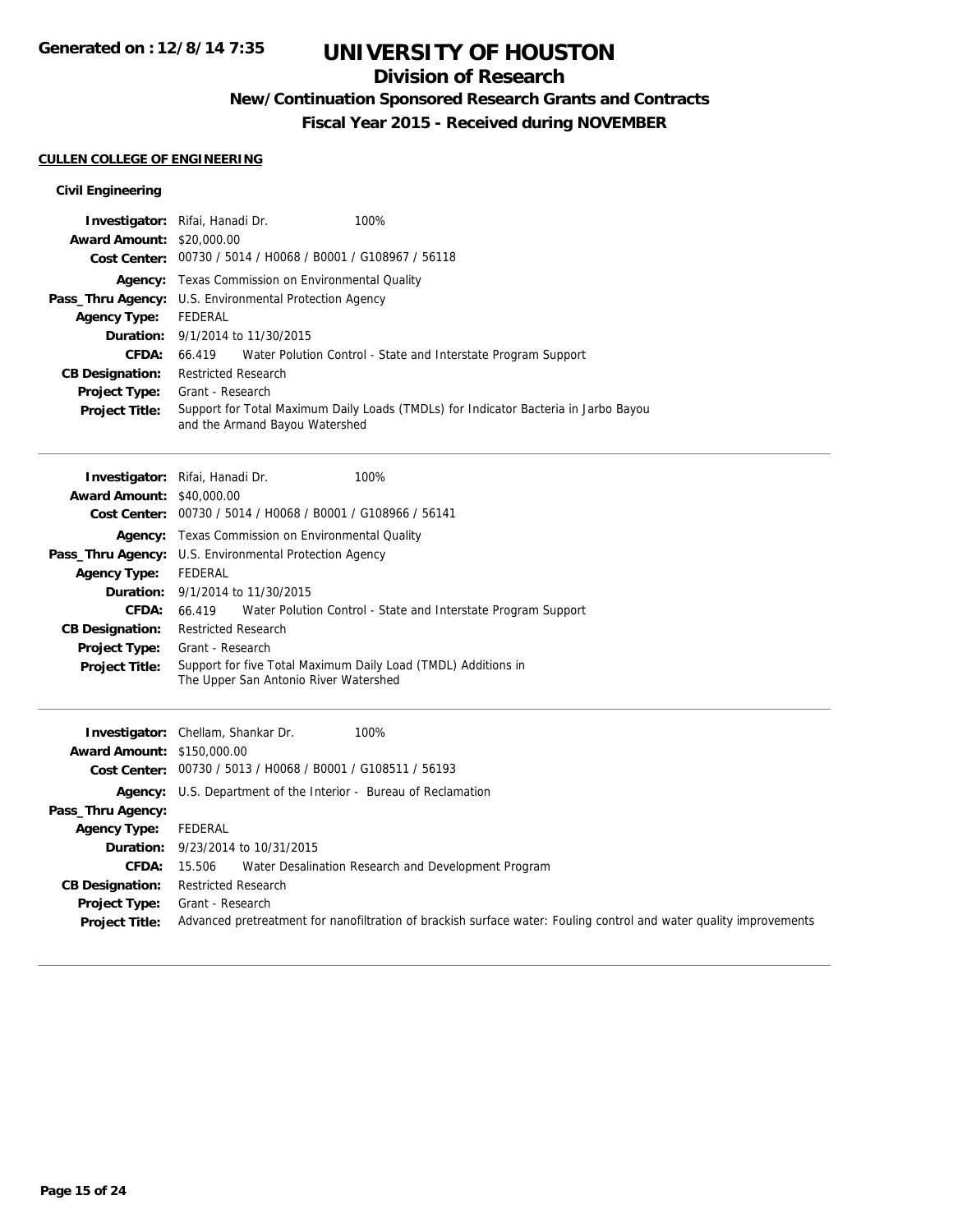# UNIVERSITY OF HOUSTON

## Division of Research

### New/Continuation Sponsored Research Grants and Contracts

### Fiscal Year 2015 - Received during NOVEMBER

**CULLEN COLLEGE OF ENGINEERING**

**Civil Engineering**

**Investigator:** Rifai, Hanadi Dr. 100%
**Award Amount:** $20,000.00
**Cost Center:** 00730 / 5014 / H0068 / B0001 / G108967 / 56118
**Agency:** Texas Commission on Environmental Quality
**Pass_Thru Agency:** U.S. Environmental Protection Agency
**Agency Type:** FEDERAL
**Duration:** 9/1/2014 to 11/30/2015
**CFDA:** 66.419 Water Polution Control - State and Interstate Program Support
**CB Designation:** Restricted Research
**Project Type:** Grant - Research
**Project Title:** Support for Total Maximum Daily Loads (TMDLs) for Indicator Bacteria in Jarbo Bayou and the Armand Bayou Watershed

---

**Investigator:** Rifai, Hanadi Dr. 100%
**Award Amount:** $40,000.00
**Cost Center:** 00730 / 5014 / H0068 / B0001 / G108966 / 56141
**Agency:** Texas Commission on Environmental Quality
**Pass_Thru Agency:** U.S. Environmental Protection Agency
**Agency Type:** FEDERAL
**Duration:** 9/1/2014 to 11/30/2015
**CFDA:** 66.419 Water Polution Control - State and Interstate Program Support
**CB Designation:** Restricted Research
**Project Type:** Grant - Research
**Project Title:** Support for five Total Maximum Daily Load (TMDL) Additions in The Upper San Antonio River Watershed

---

**Investigator:** Chellam, Shankar Dr. 100%
**Award Amount:** $150,000.00
**Cost Center:** 00730 / 5013 / H0068 / B0001 / G108511 / 56193
**Agency:** U.S. Department of the Interior - Bureau of Reclamation
**Pass_Thru Agency:**
**Agency Type:** FEDERAL
**Duration:** 9/23/2014 to 10/31/2015
**CFDA:** 15.506 Water Desalination Research and Development Program
**CB Designation:** Restricted Research
**Project Type:** Grant - Research
**Project Title:** Advanced pretreatment for nanofiltration of brackish surface water: Fouling control and water quality improvements

---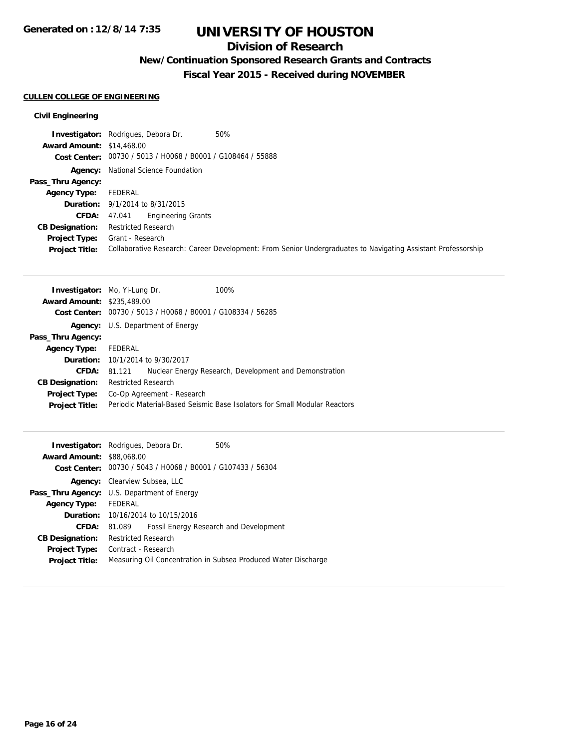# UNIVERSITY OF HOUSTON

## Division of Research

### New/Continuation Sponsored Research Grants and Contracts

### Fiscal Year 2015 - Received during NOVEMBER

**CULLEN COLLEGE OF ENGINEERING**

**Civil Engineering**

**Investigator:** Rodrigues, Debora Dr. 50%
**Award Amount:** $14,468.00
**Cost Center:** 00730 / 5013 / H0068 / B0001 / G108464 / 55888
**Agency:** National Science Foundation
**Pass_Thru Agency:**
**Agency Type:** FEDERAL
**Duration:** 9/1/2014 to 8/31/2015
**CFDA:** 47.041 Engineering Grants
**CB Designation:** Restricted Research
**Project Type:** Grant - Research
**Project Title:** Collaborative Research: Career Development: From Senior Undergraduates to Navigating Assistant Professorship

---

**Investigator:** Mo, Yi-Lung Dr. 100%
**Award Amount:** $235,489.00
**Cost Center:** 00730 / 5013 / H0068 / B0001 / G108334 / 56285
**Agency:** U.S. Department of Energy
**Pass_Thru Agency:**
**Agency Type:** FEDERAL
**Duration:** 10/1/2014 to 9/30/2017
**CFDA:** 81.121 Nuclear Energy Research, Development and Demonstration
**CB Designation:** Restricted Research
**Project Type:** Co-Op Agreement - Research
**Project Title:** Periodic Material-Based Seismic Base Isolators for Small Modular Reactors

---

**Investigator:** Rodrigues, Debora Dr. 50%
**Award Amount:** $88,068.00
**Cost Center:** 00730 / 5043 / H0068 / B0001 / G107433 / 56304
**Agency:** Clearview Subsea, LLC
**Pass_Thru Agency:** U.S. Department of Energy
**Agency Type:** FEDERAL
**Duration:** 10/16/2014 to 10/15/2016
**CFDA:** 81.089 Fossil Energy Research and Development
**CB Designation:** Restricted Research
**Project Type:** Contract - Research
**Project Title:** Measuring Oil Concentration in Subsea Produced Water Discharge

---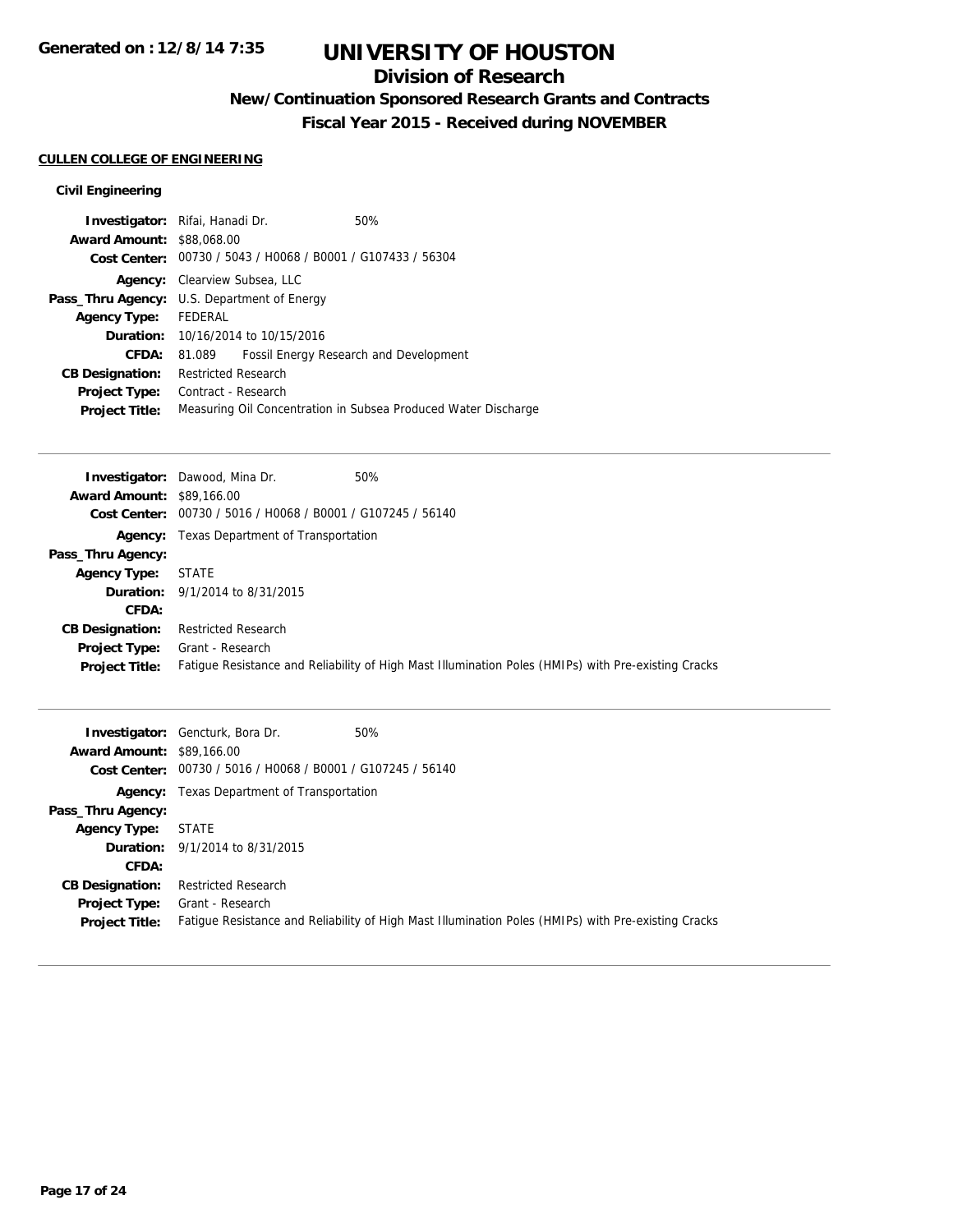# UNIVERSITY OF HOUSTON

## Division of Research

### New/Continuation Sponsored Research Grants and Contracts

### Fiscal Year 2015 - Received during NOVEMBER

**CULLEN COLLEGE OF ENGINEERING**

**Civil Engineering**

**Investigator:** Rifai, Hanadi Dr. 50%
**Award Amount:** $88,068.00
**Cost Center:** 00730 / 5043 / H0068 / B0001 / G107433 / 56304
**Agency:** Clearview Subsea, LLC
**Pass_Thru Agency:** U.S. Department of Energy
**Agency Type:** FEDERAL
**Duration:** 10/16/2014 to 10/15/2016
**CFDA:** 81.089 Fossil Energy Research and Development
**CB Designation:** Restricted Research
**Project Type:** Contract - Research
**Project Title:** Measuring Oil Concentration in Subsea Produced Water Discharge

---

**Investigator:** Dawood, Mina Dr. 50%
**Award Amount:** $89,166.00
**Cost Center:** 00730 / 5016 / H0068 / B0001 / G107245 / 56140
**Agency:** Texas Department of Transportation
**Pass_Thru Agency:**
**Agency Type:** STATE
**Duration:** 9/1/2014 to 8/31/2015
**CFDA:**
**CB Designation:** Restricted Research
**Project Type:** Grant - Research
**Project Title:** Fatigue Resistance and Reliability of High Mast Illumination Poles (HMIPs) with Pre-existing Cracks

---

**Investigator:** Gencturk, Bora Dr. 50%
**Award Amount:** $89,166.00
**Cost Center:** 00730 / 5016 / H0068 / B0001 / G107245 / 56140
**Agency:** Texas Department of Transportation
**Pass_Thru Agency:**
**Agency Type:** STATE
**Duration:** 9/1/2014 to 8/31/2015
**CFDA:**
**CB Designation:** Restricted Research
**Project Type:** Grant - Research
**Project Title:** Fatigue Resistance and Reliability of High Mast Illumination Poles (HMIPs) with Pre-existing Cracks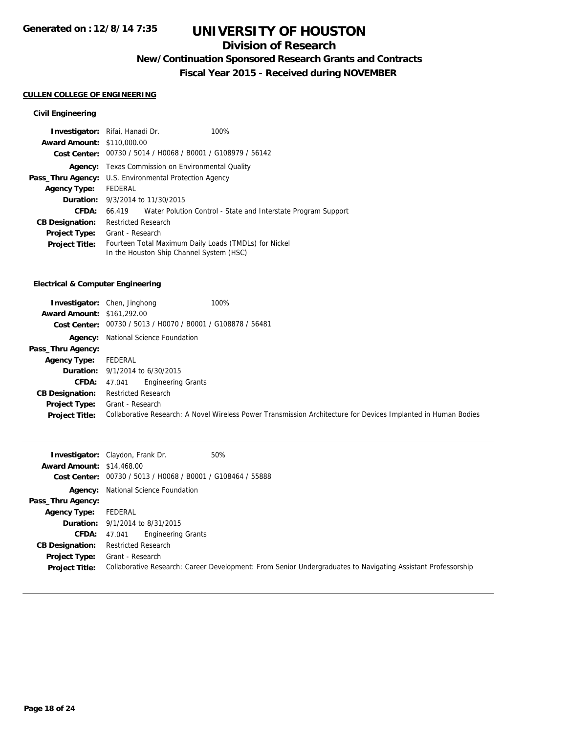# UNIVERSITY OF HOUSTON

## Division of Research

### New/Continuation Sponsored Research Grants and Contracts

### Fiscal Year 2015 - Received during NOVEMBER

**CULLEN COLLEGE OF ENGINEERING**

**Civil Engineering**

**Investigator:** Rifai, Hanadi Dr. 100%
**Award Amount:** $110,000.00
**Cost Center:** 00730 / 5014 / H0068 / B0001 / G108979 / 56142
**Agency:** Texas Commission on Environmental Quality
**Pass_Thru Agency:** U.S. Environmental Protection Agency
**Agency Type:** FEDERAL
**Duration:** 9/3/2014 to 11/30/2015
**CFDA:** 66.419 Water Polution Control - State and Interstate Program Support
**CB Designation:** Restricted Research
**Project Type:** Grant - Research
**Project Title:** Fourteen Total Maximum Daily Loads (TMDLs) for Nickel In the Houston Ship Channel System (HSC)

---

**Electrical & Computer Engineering**

**Investigator:** Chen, Jinghong 100%
**Award Amount:** $161,292.00
**Cost Center:** 00730 / 5013 / H0070 / B0001 / G108878 / 56481
**Agency:** National Science Foundation
**Pass_Thru Agency:**
**Agency Type:** FEDERAL
**Duration:** 9/1/2014 to 6/30/2015
**CFDA:** 47.041 Engineering Grants
**CB Designation:** Restricted Research
**Project Type:** Grant - Research
**Project Title:** Collaborative Research: A Novel Wireless Power Transmission Architecture for Devices Implanted in Human Bodies

---

**Investigator:** Claydon, Frank Dr. 50%
**Award Amount:** $14,468.00
**Cost Center:** 00730 / 5013 / H0068 / B0001 / G108464 / 55888
**Agency:** National Science Foundation
**Pass_Thru Agency:**
**Agency Type:** FEDERAL
**Duration:** 9/1/2014 to 8/31/2015
**CFDA:** 47.041 Engineering Grants
**CB Designation:** Restricted Research
**Project Type:** Grant - Research
**Project Title:** Collaborative Research: Career Development: From Senior Undergraduates to Navigating Assistant Professorship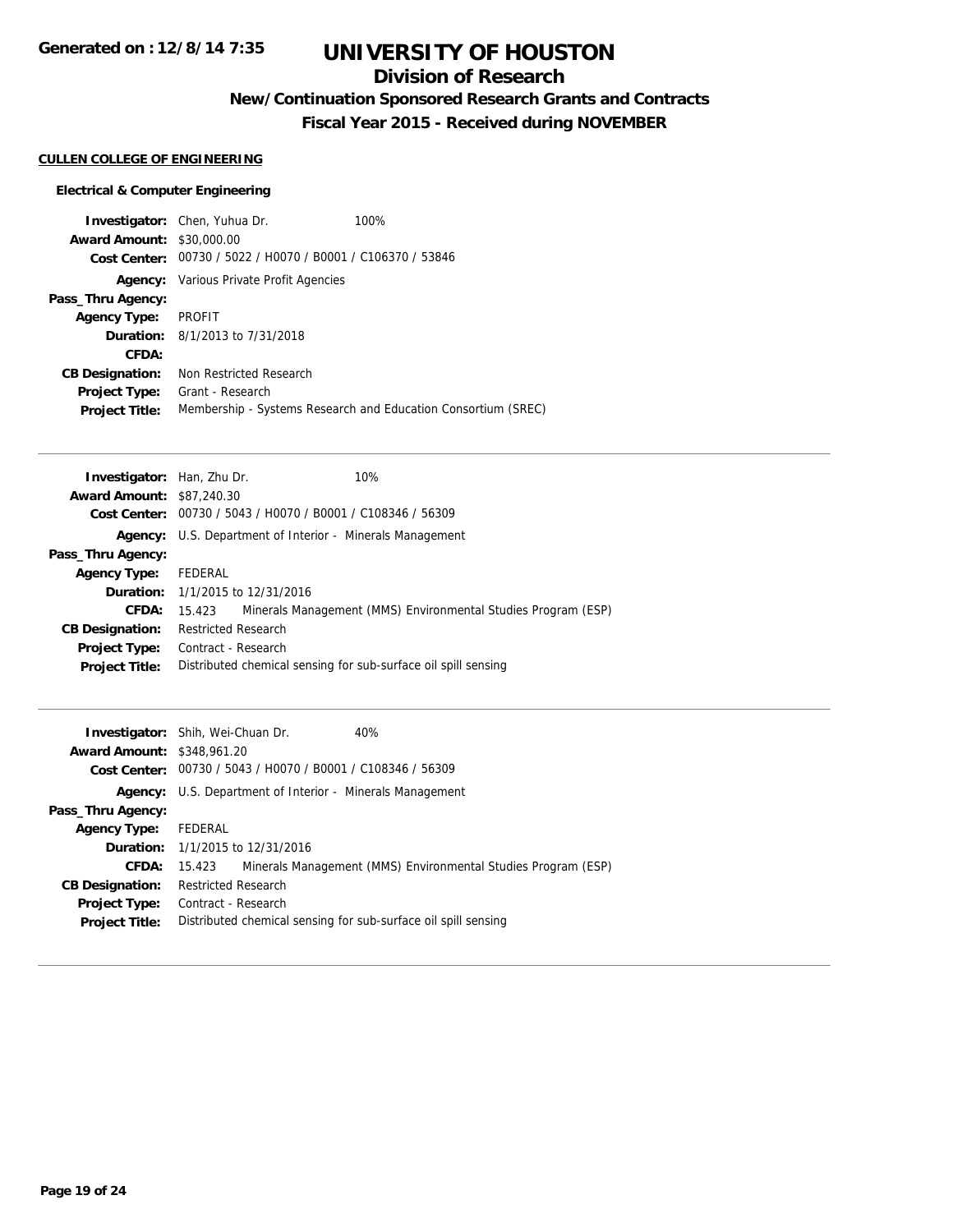**Generated on : 12/8/14 7:35**

# UNIVERSITY OF HOUSTON

## Division of Research

### New/Continuation Sponsored Research Grants and Contracts

### Fiscal Year 2015 - Received during NOVEMBER

**CULLEN COLLEGE OF ENGINEERING**

**Electrical & Computer Engineering**

**Investigator:** Chen, Yuhua Dr. 100%
**Award Amount:** $30,000.00
**Cost Center:** 00730 / 5022 / H0070 / B0001 / C106370 / 53846
**Agency:** Various Private Profit Agencies
**Pass_Thru Agency:**
**Agency Type:** PROFIT
**Duration:** 8/1/2013 to 7/31/2018
**CFDA:**
**CB Designation:** Non Restricted Research
**Project Type:** Grant - Research
**Project Title:** Membership - Systems Research and Education Consortium (SREC)

---

**Investigator:** Han, Zhu Dr. 10%
**Award Amount:** $87,240.30
**Cost Center:** 00730 / 5043 / H0070 / B0001 / C108346 / 56309
**Agency:** U.S. Department of Interior - Minerals Management
**Pass_Thru Agency:**
**Agency Type:** FEDERAL
**Duration:** 1/1/2015 to 12/31/2016
**CFDA:** 15.423 Minerals Management (MMS) Environmental Studies Program (ESP)
**CB Designation:** Restricted Research
**Project Type:** Contract - Research
**Project Title:** Distributed chemical sensing for sub-surface oil spill sensing

---

**Investigator:** Shih, Wei-Chuan Dr. 40%
**Award Amount:** $348,961.20
**Cost Center:** 00730 / 5043 / H0070 / B0001 / C108346 / 56309
**Agency:** U.S. Department of Interior - Minerals Management
**Pass_Thru Agency:**
**Agency Type:** FEDERAL
**Duration:** 1/1/2015 to 12/31/2016
**CFDA:** 15.423 Minerals Management (MMS) Environmental Studies Program (ESP)
**CB Designation:** Restricted Research
**Project Type:** Contract - Research
**Project Title:** Distributed chemical sensing for sub-surface oil spill sensing

---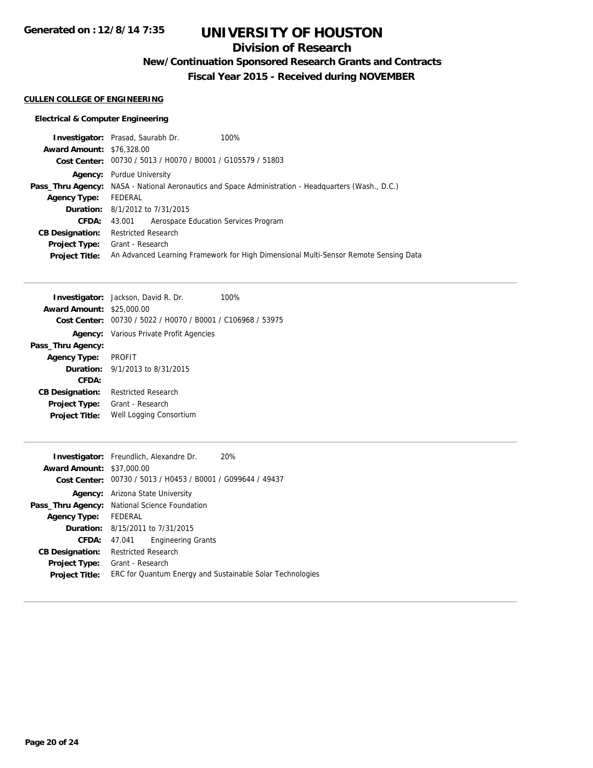# UNIVERSITY OF HOUSTON

## Division of Research

### New/Continuation Sponsored Research Grants and Contracts

### Fiscal Year 2015 - Received during NOVEMBER

**CULLEN COLLEGE OF ENGINEERING**

**Electrical & Computer Engineering**

**Investigator:** Prasad, Saurabh Dr. 100%
**Award Amount:** $76,328.00
**Cost Center:** 00730 / 5013 / H0070 / B0001 / G105579 / 51803
**Agency:** Purdue University
**Pass_Thru Agency:** NASA - National Aeronautics and Space Administration - Headquarters (Wash., D.C.)
**Agency Type:** FEDERAL
**Duration:** 8/1/2012 to 7/31/2015
**CFDA:** 43.001 Aerospace Education Services Program
**CB Designation:** Restricted Research
**Project Type:** Grant - Research
**Project Title:** An Advanced Learning Framework for High Dimensional Multi-Sensor Remote Sensing Data

---

**Investigator:** Jackson, David R. Dr. 100%
**Award Amount:** $25,000.00
**Cost Center:** 00730 / 5022 / H0070 / B0001 / C106968 / 53975
**Agency:** Various Private Profit Agencies
**Pass_Thru Agency:**
**Agency Type:** PROFIT
**Duration:** 9/1/2013 to 8/31/2015
**CFDA:**
**CB Designation:** Restricted Research
**Project Type:** Grant - Research
**Project Title:** Well Logging Consortium

---

**Investigator:** Freundlich, Alexandre Dr. 20%
**Award Amount:** $37,000.00
**Cost Center:** 00730 / 5013 / H0453 / B0001 / G099644 / 49437
**Agency:** Arizona State University
**Pass_Thru Agency:** National Science Foundation
**Agency Type:** FEDERAL
**Duration:** 8/15/2011 to 7/31/2015
**CFDA:** 47.041 Engineering Grants
**CB Designation:** Restricted Research
**Project Type:** Grant - Research
**Project Title:** ERC for Quantum Energy and Sustainable Solar Technologies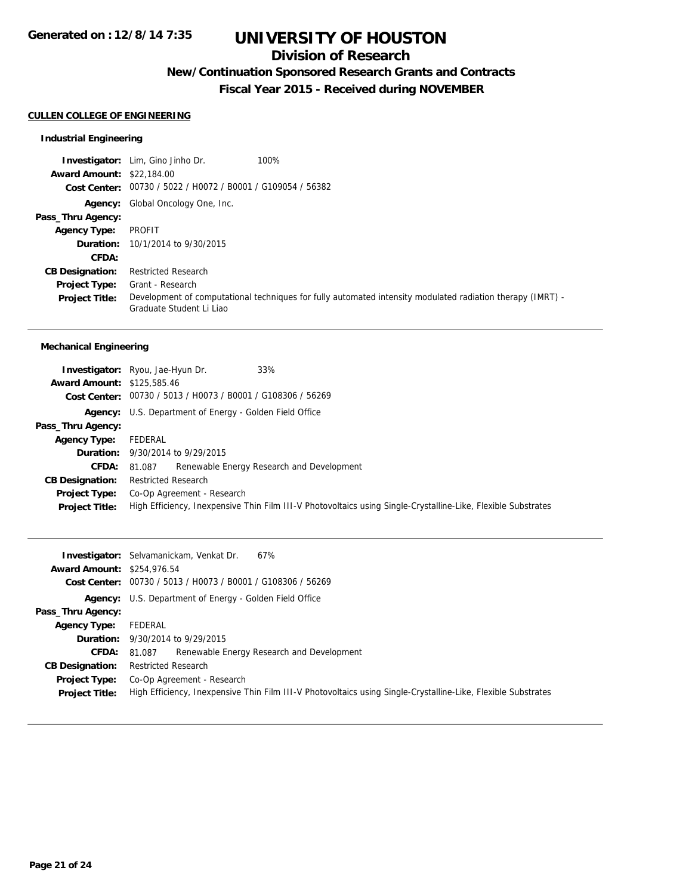# UNIVERSITY OF HOUSTON

## Division of Research

### New/Continuation Sponsored Research Grants and Contracts

### Fiscal Year 2015 - Received during NOVEMBER

Generated on : 12/8/14 7:35

**CULLEN COLLEGE OF ENGINEERING**

#### Industrial Engineering

**Investigator:** Lim, Gino Jinho Dr. 100%
**Award Amount:** $22,184.00
**Cost Center:** 00730 / 5022 / H0072 / B0001 / G109054 / 56382
**Agency:** Global Oncology One, Inc.
**Pass_Thru Agency:**
**Agency Type:** PROFIT
**Duration:** 10/1/2014 to 9/30/2015
**CFDA:**
**CB Designation:** Restricted Research
**Project Type:** Grant - Research
**Project Title:** Development of computational techniques for fully automated intensity modulated radiation therapy (IMRT) - Graduate Student Li Liao

---

#### Mechanical Engineering

**Investigator:** Ryou, Jae-Hyun Dr. 33%
**Award Amount:** $125,585.46
**Cost Center:** 00730 / 5013 / H0073 / B0001 / G108306 / 56269
**Agency:** U.S. Department of Energy - Golden Field Office
**Pass_Thru Agency:**
**Agency Type:** FEDERAL
**Duration:** 9/30/2014 to 9/29/2015
**CFDA:** 81.087 Renewable Energy Research and Development
**CB Designation:** Restricted Research
**Project Type:** Co-Op Agreement - Research
**Project Title:** High Efficiency, Inexpensive Thin Film III-V Photovoltaics using Single-Crystalline-Like, Flexible Substrates

---

**Investigator:** Selvamanickam, Venkat Dr. 67%
**Award Amount:** $254,976.54
**Cost Center:** 00730 / 5013 / H0073 / B0001 / G108306 / 56269
**Agency:** U.S. Department of Energy - Golden Field Office
**Pass_Thru Agency:**
**Agency Type:** FEDERAL
**Duration:** 9/30/2014 to 9/29/2015
**CFDA:** 81.087 Renewable Energy Research and Development
**CB Designation:** Restricted Research
**Project Type:** Co-Op Agreement - Research
**Project Title:** High Efficiency, Inexpensive Thin Film III-V Photovoltaics using Single-Crystalline-Like, Flexible Substrates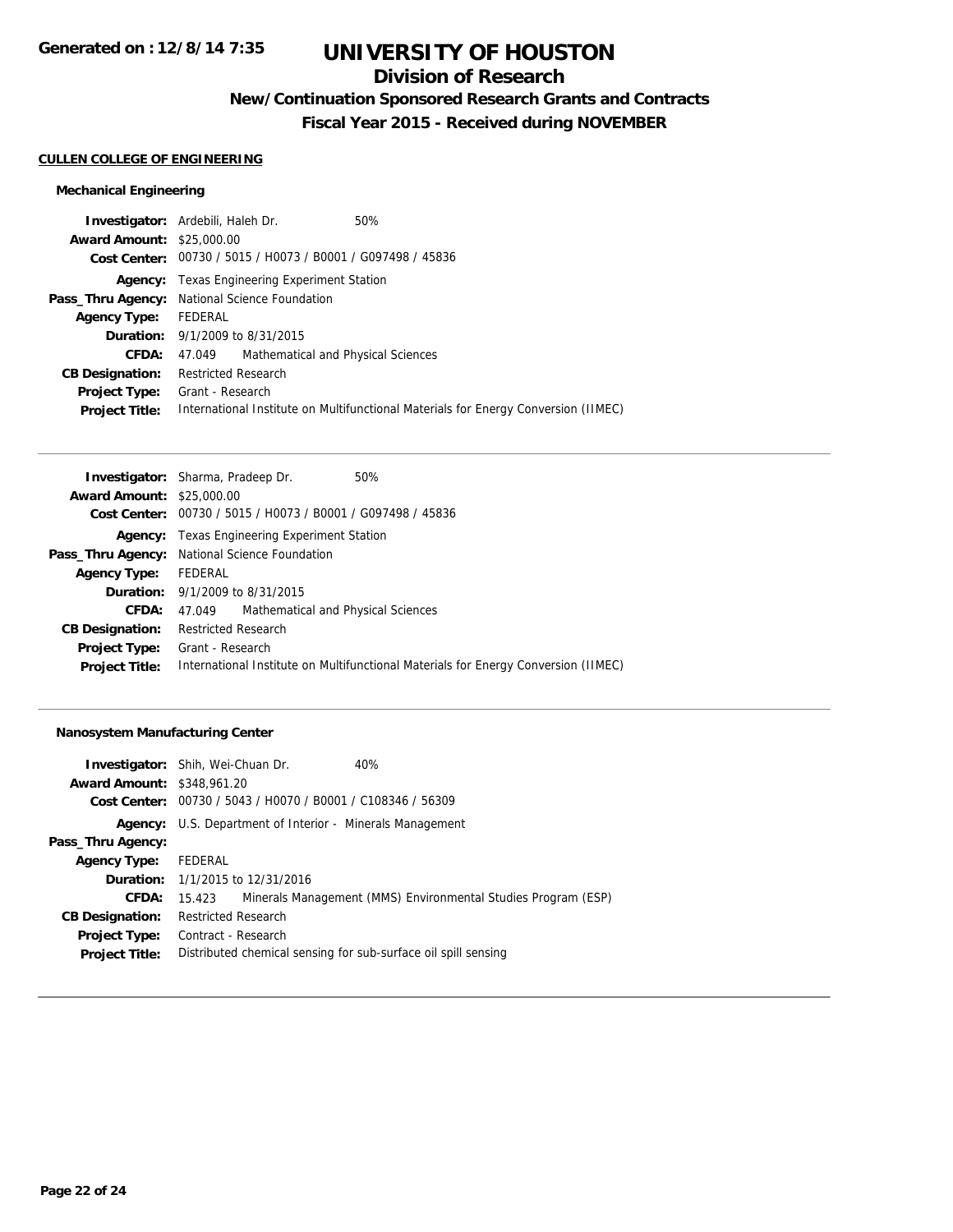# UNIVERSITY OF HOUSTON

## Division of Research

### New/Continuation Sponsored Research Grants and Contracts

### Fiscal Year 2015 - Received during NOVEMBER

**CULLEN COLLEGE OF ENGINEERING**

#### Mechanical Engineering

**Investigator:** Ardebili, Haleh Dr. 50%
**Award Amount:** $25,000.00
**Cost Center:** 00730 / 5015 / H0073 / B0001 / G097498 / 45836
**Agency:** Texas Engineering Experiment Station
**Pass_Thru Agency:** National Science Foundation
**Agency Type:** FEDERAL
**Duration:** 9/1/2009 to 8/31/2015
**CFDA:** 47.049 Mathematical and Physical Sciences
**CB Designation:** Restricted Research
**Project Type:** Grant - Research
**Project Title:** International Institute on Multifunctional Materials for Energy Conversion (IIMEC)

---

**Investigator:** Sharma, Pradeep Dr. 50%
**Award Amount:** $25,000.00
**Cost Center:** 00730 / 5015 / H0073 / B0001 / G097498 / 45836
**Agency:** Texas Engineering Experiment Station
**Pass_Thru Agency:** National Science Foundation
**Agency Type:** FEDERAL
**Duration:** 9/1/2009 to 8/31/2015
**CFDA:** 47.049 Mathematical and Physical Sciences
**CB Designation:** Restricted Research
**Project Type:** Grant - Research
**Project Title:** International Institute on Multifunctional Materials for Energy Conversion (IIMEC)

---

#### Nanosystem Manufacturing Center

**Investigator:** Shih, Wei-Chuan Dr. 40%
**Award Amount:** $348,961.20
**Cost Center:** 00730 / 5043 / H0070 / B0001 / C108346 / 56309
**Agency:** U.S. Department of Interior - Minerals Management
**Pass_Thru Agency:**
**Agency Type:** FEDERAL
**Duration:** 1/1/2015 to 12/31/2016
**CFDA:** 15.423 Minerals Management (MMS) Environmental Studies Program (ESP)
**CB Designation:** Restricted Research
**Project Type:** Contract - Research
**Project Title:** Distributed chemical sensing for sub-surface oil spill sensing

---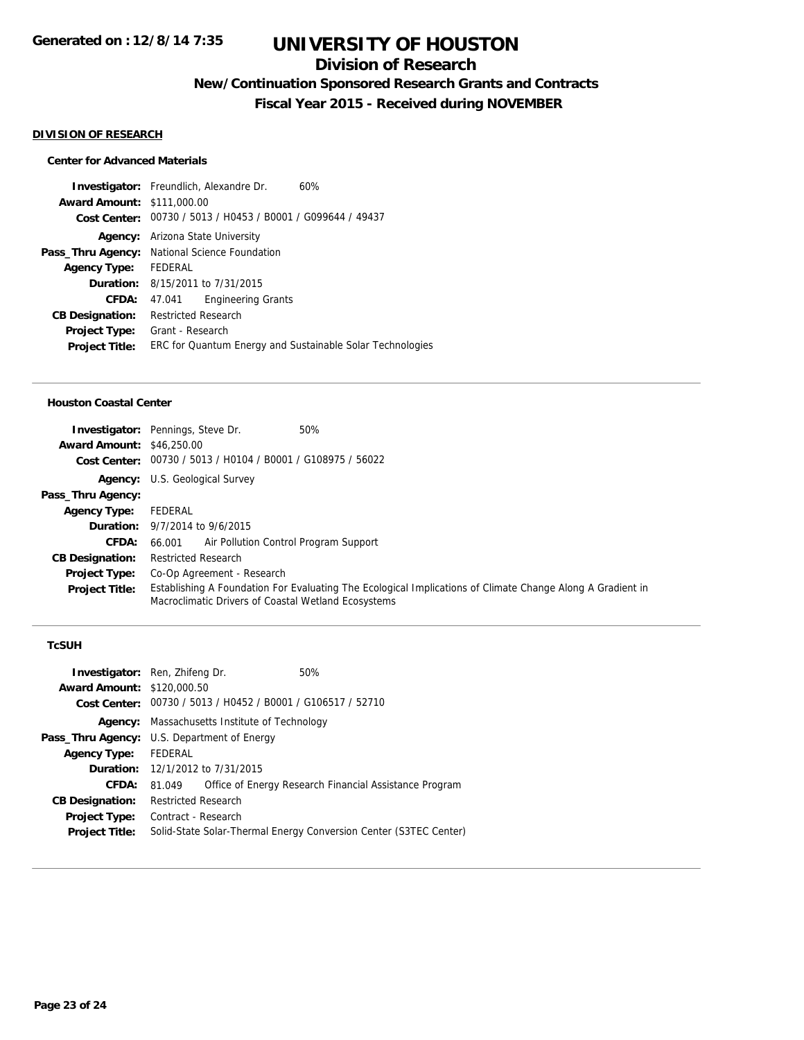# UNIVERSITY OF HOUSTON

## Division of Research

### New/Continuation Sponsored Research Grants and Contracts

### Fiscal Year 2015 - Received during NOVEMBER

Generated on : 12/8/14 7:35

**DIVISION OF RESEARCH**

#### Center for Advanced Materials

**Investigator:** Freundlich, Alexandre Dr. 60%
**Award Amount:** $111,000.00
**Cost Center:** 00730 / 5013 / H0453 / B0001 / G099644 / 49437
**Agency:** Arizona State University
**Pass_Thru Agency:** National Science Foundation
**Agency Type:** FEDERAL
**Duration:** 8/15/2011 to 7/31/2015
**CFDA:** 47.041 Engineering Grants
**CB Designation:** Restricted Research
**Project Type:** Grant - Research
**Project Title:** ERC for Quantum Energy and Sustainable Solar Technologies

---

#### Houston Coastal Center

**Investigator:** Pennings, Steve Dr. 50%
**Award Amount:** $46,250.00
**Cost Center:** 00730 / 5013 / H0104 / B0001 / G108975 / 56022
**Agency:** U.S. Geological Survey
**Pass_Thru Agency:**
**Agency Type:** FEDERAL
**Duration:** 9/7/2014 to 9/6/2015
**CFDA:** 66.001 Air Pollution Control Program Support
**CB Designation:** Restricted Research
**Project Type:** Co-Op Agreement - Research
**Project Title:** Establishing A Foundation For Evaluating The Ecological Implications of Climate Change Along A Gradient in Macroclimatic Drivers of Coastal Wetland Ecosystems

---

#### TcSUH

**Investigator:** Ren, Zhifeng Dr. 50%
**Award Amount:** $120,000.50
**Cost Center:** 00730 / 5013 / H0452 / B0001 / G106517 / 52710
**Agency:** Massachusetts Institute of Technology
**Pass_Thru Agency:** U.S. Department of Energy
**Agency Type:** FEDERAL
**Duration:** 12/1/2012 to 7/31/2015
**CFDA:** 81.049 Office of Energy Research Financial Assistance Program
**CB Designation:** Restricted Research
**Project Type:** Contract - Research
**Project Title:** Solid-State Solar-Thermal Energy Conversion Center (S3TEC Center)

---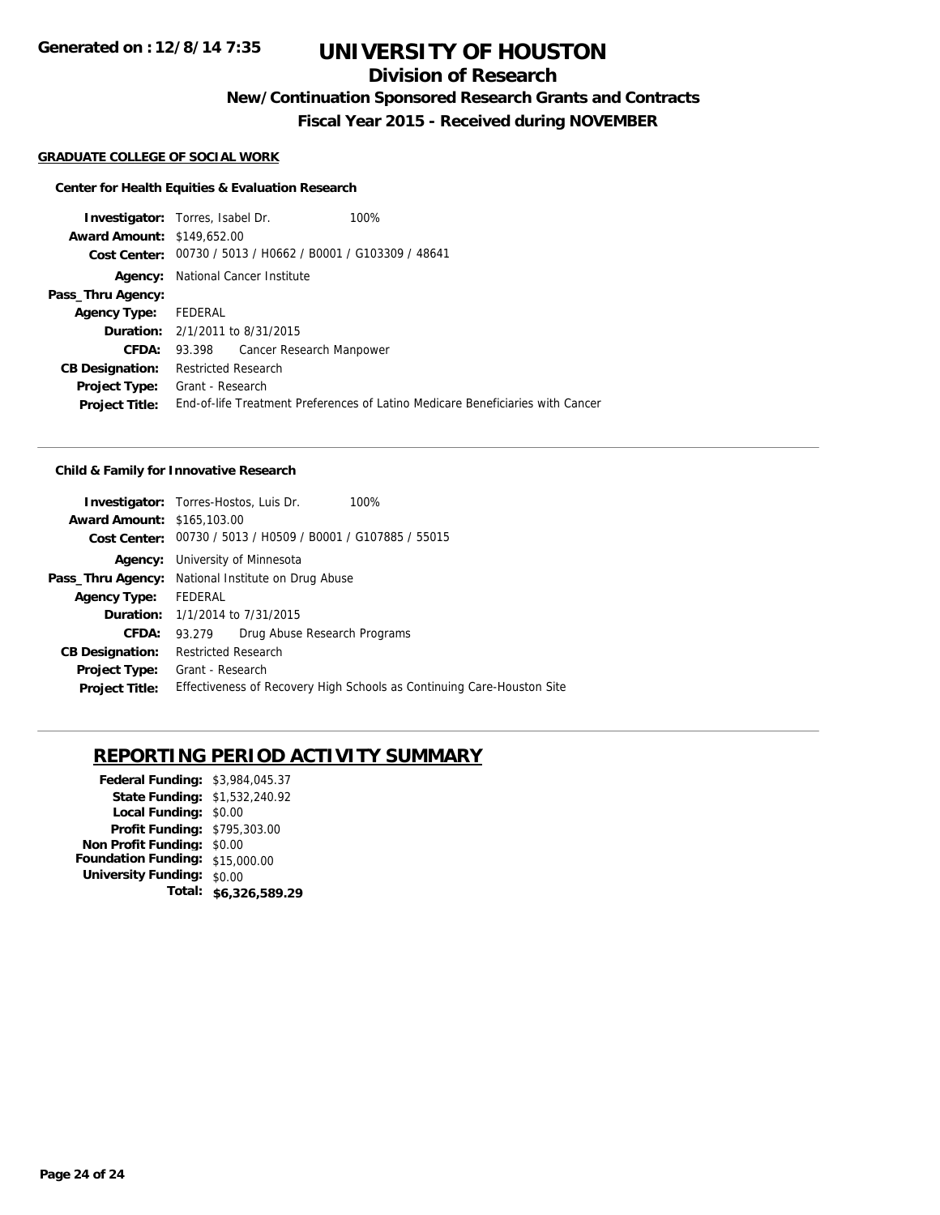# UNIVERSITY OF HOUSTON

## Division of Research

### New/Continuation Sponsored Research Grants and Contracts

### Fiscal Year 2015 - Received during NOVEMBER

**GRADUATE COLLEGE OF SOCIAL WORK**

**Center for Health Equities & Evaluation Research**

| | |
|---|---|
| **Investigator:** | Torres, Isabel Dr. 100% |
| **Award Amount:** | $149,652.00 |
| **Cost Center:** | 00730 / 5013 / H0662 / B0001 / G103309 / 48641 |
| **Agency:** | National Cancer Institute |
| **Pass_Thru Agency:** | |
| **Agency Type:** | FEDERAL |
| **Duration:** | 2/1/2011 to 8/31/2015 |
| **CFDA:** | 93.398 Cancer Research Manpower |
| **CB Designation:** | Restricted Research |
| **Project Type:** | Grant - Research |
| **Project Title:** | End-of-life Treatment Preferences of Latino Medicare Beneficiaries with Cancer |

**Child & Family for Innovative Research**

| | |
|---|---|
| **Investigator:** | Torres-Hostos, Luis Dr. 100% |
| **Award Amount:** | $165,103.00 |
| **Cost Center:** | 00730 / 5013 / H0509 / B0001 / G107885 / 55015 |
| **Agency:** | University of Minnesota |
| **Pass_Thru Agency:** | National Institute on Drug Abuse |
| **Agency Type:** | FEDERAL |
| **Duration:** | 1/1/2014 to 7/31/2015 |
| **CFDA:** | 93.279 Drug Abuse Research Programs |
| **CB Designation:** | Restricted Research |
| **Project Type:** | Grant - Research |
| **Project Title:** | Effectiveness of Recovery High Schools as Continuing Care-Houston Site |

## REPORTING PERIOD ACTIVITY SUMMARY

| | |
|---|---|
| **Federal Funding:** | $3,984,045.37 |
| **State Funding:** | $1,532,240.92 |
| **Local Funding:** | $0.00 |
| **Profit Funding:** | $795,303.00 |
| **Non Profit Funding:** | $0.00 |
| **Foundation Funding:** | $15,000.00 |
| **University Funding:** | $0.00 |
| **Total:** | **$6,326,589.29** |